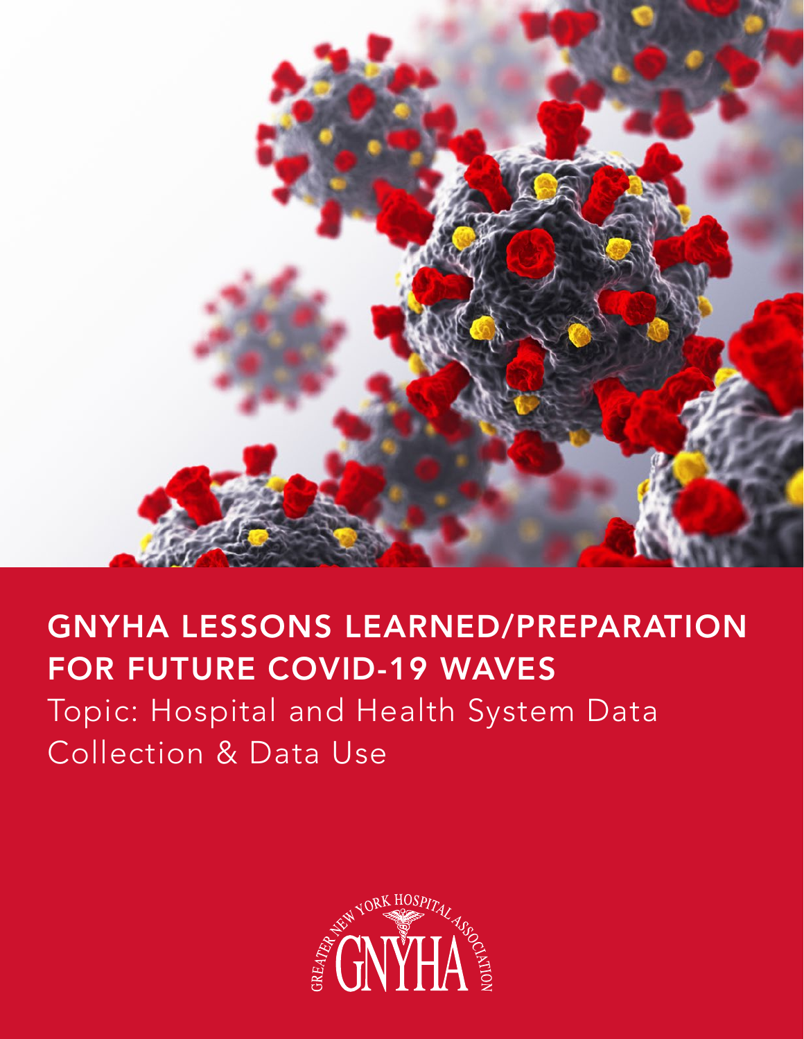# GNYHA LESSONS LEARNED/PREPARATION FOR FUTURE COVID-19 WAVES

## Topic: Hospital and Health System Data Collection & Data Use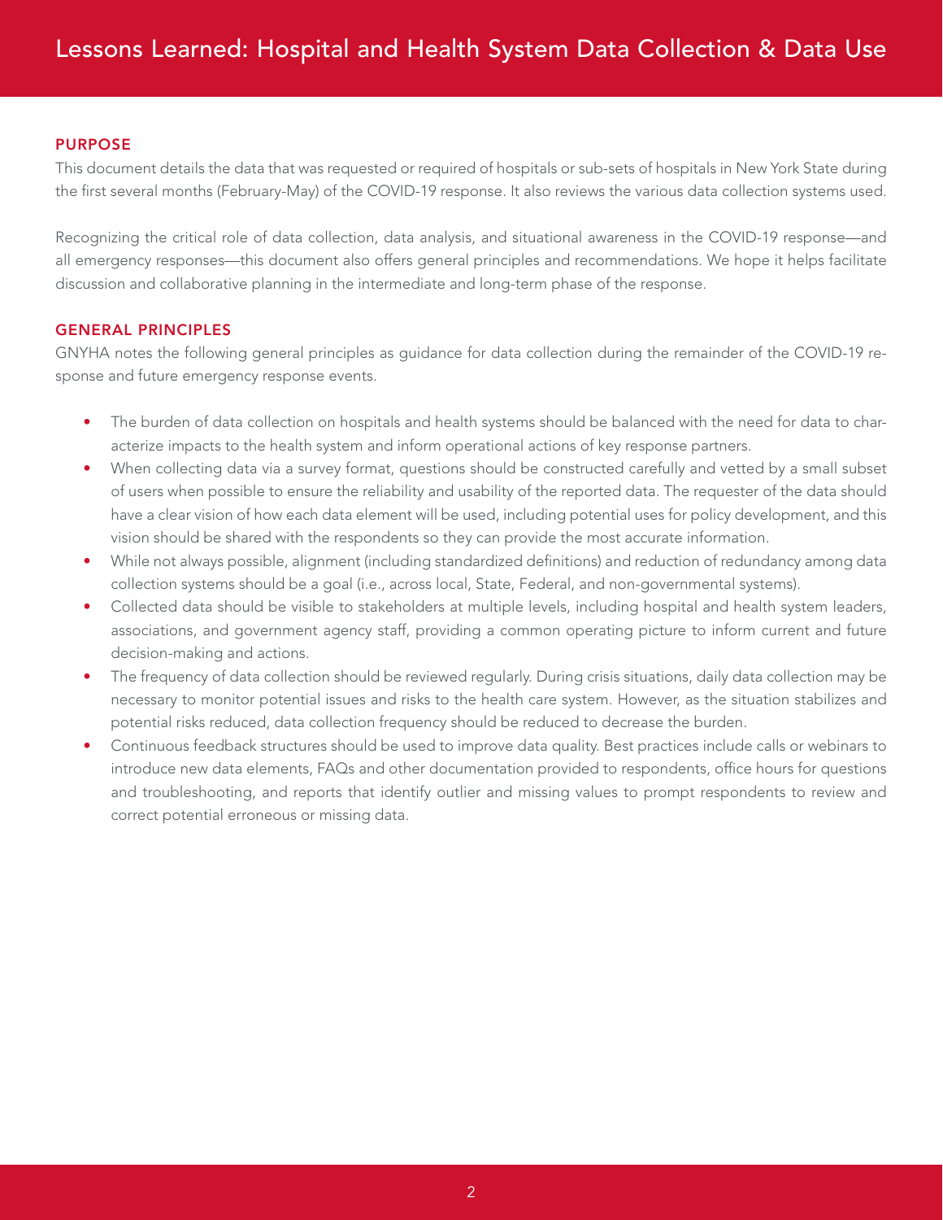## PURPOSE

This document details the data that was requested or required of hospitals or sub-sets of hospitals in New York State during the first several months (February-May) of the COVID-19 response. It also reviews the various data collection systems used.

Recognizing the critical role of data collection, data analysis, and situational awareness in the COVID-19 response—and all emergency responses—this document also offers general principles and recommendations. We hope it helps facilitate discussion and collaborative planning in the intermediate and long-term phase of the response.

## GENERAL PRINCIPLES

GNYHA notes the following general principles as guidance for data collection during the remainder of the COVID-19 response and future emergency response events.

- The burden of data collection on hospitals and health systems should be balanced with the need for data to characterize impacts to the health system and inform operational actions of key response partners.
- When collecting data via a survey format, questions should be constructed carefully and vetted by a small subset of users when possible to ensure the reliability and usability of the reported data. The requester of the data should have a clear vision of how each data element will be used, including potential uses for policy development, and this vision should be shared with the respondents so they can provide the most accurate information.
- While not always possible, alignment (including standardized definitions) and reduction of redundancy among data collection systems should be a goal (i.e., across local, State, Federal, and non-governmental systems).
- Collected data should be visible to stakeholders at multiple levels, including hospital and health system leaders, associations, and government agency staff, providing a common operating picture to inform current and future decision-making and actions.
- The frequency of data collection should be reviewed regularly. During crisis situations, daily data collection may be necessary to monitor potential issues and risks to the health care system. However, as the situation stabilizes and potential risks reduced, data collection frequency should be reduced to decrease the burden.
- Continuous feedback structures should be used to improve data quality. Best practices include calls or webinars to introduce new data elements, FAQs and other documentation provided to respondents, office hours for questions and troubleshooting, and reports that identify outlier and missing values to prompt respondents to review and correct potential erroneous or missing data.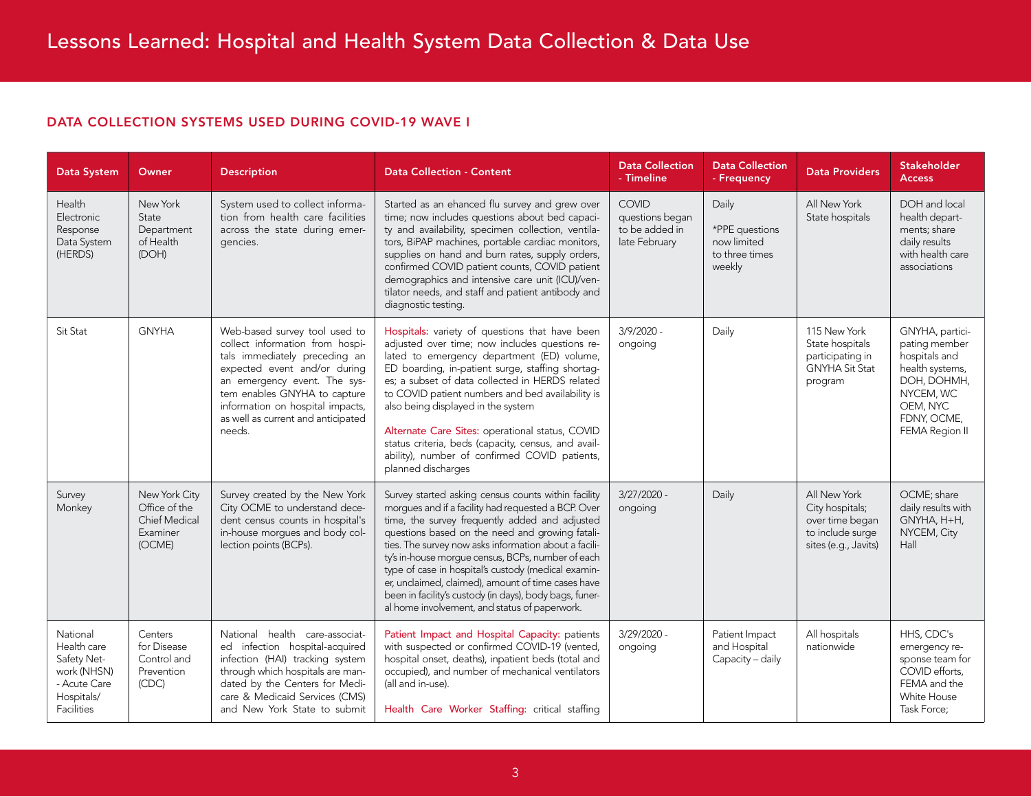# Lessons Learned: Hospital and Health System Data Collection & Data Use

## DATA COLLECTION SYSTEMS USED DURING COVID-19 WAVE I

| Data System | Owner | Description | Data Collection - Content | Data Collection - Timeline | Data Collection - Frequency | Data Providers | Stakeholder Access |
|---|---|---|---|---|---|---|---|
| Health Electronic Response Data System (HERDS) | New York State Department of Health (DOH) | System used to collect information from health care facilities across the state during emergencies. | Started as an ehanced flu survey and grew over time; now includes questions about bed capacity and availability, specimen collection, ventilators, BiPAP machines, portable cardiac monitors, supplies on hand and burn rates, supply orders, confirmed COVID patient counts, COVID patient demographics and intensive care unit (ICU)/ventilator needs, and staff and patient antibody and diagnostic testing. | COVID questions began to be added in late February | Daily<br><br>*PPE questions now limited to three times weekly | All New York State hospitals | DOH and local health departments; share daily results with health care associations |
| Sit Stat | GNYHA | Web-based survey tool used to collect information from hospitals immediately preceding an expected event and/or during an emergency event. The system enables GNYHA to capture information on hospital impacts, as well as current and anticipated needs. | Hospitals: variety of questions that have been adjusted over time; now includes questions related to emergency department (ED) volume, ED boarding, in-patient surge, staffing shortages; a subset of data collected in HERDS related to COVID patient numbers and bed availability is also being displayed in the system<br><br>Alternate Care Sites: operational status, COVID status criteria, beds (capacity, census, and availability), number of confirmed COVID patients, planned discharges | 3/9/2020 - ongoing | Daily | 115 New York State hospitals participating in GNYHA Sit Stat program | GNYHA, participating member hospitals and health systems, DOH, DOHMH, NYCEM, WC OEM, NYC FDNY, OCME, FEMA Region II |
| Survey Monkey | New York City Office of the Chief Medical Examiner (OCME) | Survey created by the New York City OCME to understand decedent census counts in hospital's in-house morgues and body collection points (BCPs). | Survey started asking census counts within facility morgues and if a facility had requested a BCP. Over time, the survey frequently added and adjusted questions based on the need and growing fatalities. The survey now asks information about a facility's in-house morgue census, BCPs, number of each type of case in hospital's custody (medical examiner, unclaimed, claimed), amount of time cases have been in facility's custody (in days), body bags, funeral home involvement, and status of paperwork. | 3/27/2020 - ongoing | Daily | All New York City hospitals; over time began to include surge sites (e.g., Javits) | OCME; share daily results with GNYHA, H+H, NYCEM, City Hall |
| National Health care Safety Network (NHSN) - Acute Care Hospitals/ Facilities | Centers for Disease Control and Prevention (CDC) | National health care-associated infection (HAI) hospital-acquired infection (HAI) tracking system through which hospitals are mandated by the Centers for Medicare & Medicaid Services (CMS) and New York State to submit | Patient Impact and Hospital Capacity: patients with suspected or confirmed COVID-19 (vented, hospital onset, deaths), inpatient beds (total and occupied), and number of mechanical ventilators (all and in-use).<br><br>Health Care Worker Staffing: critical staffing | 3/29/2020 - ongoing | Patient Impact and Hospital Capacity – daily | All hospitals nationwide | HHS, CDC's emergency response team for COVID efforts, FEMA and the White House Task Force; |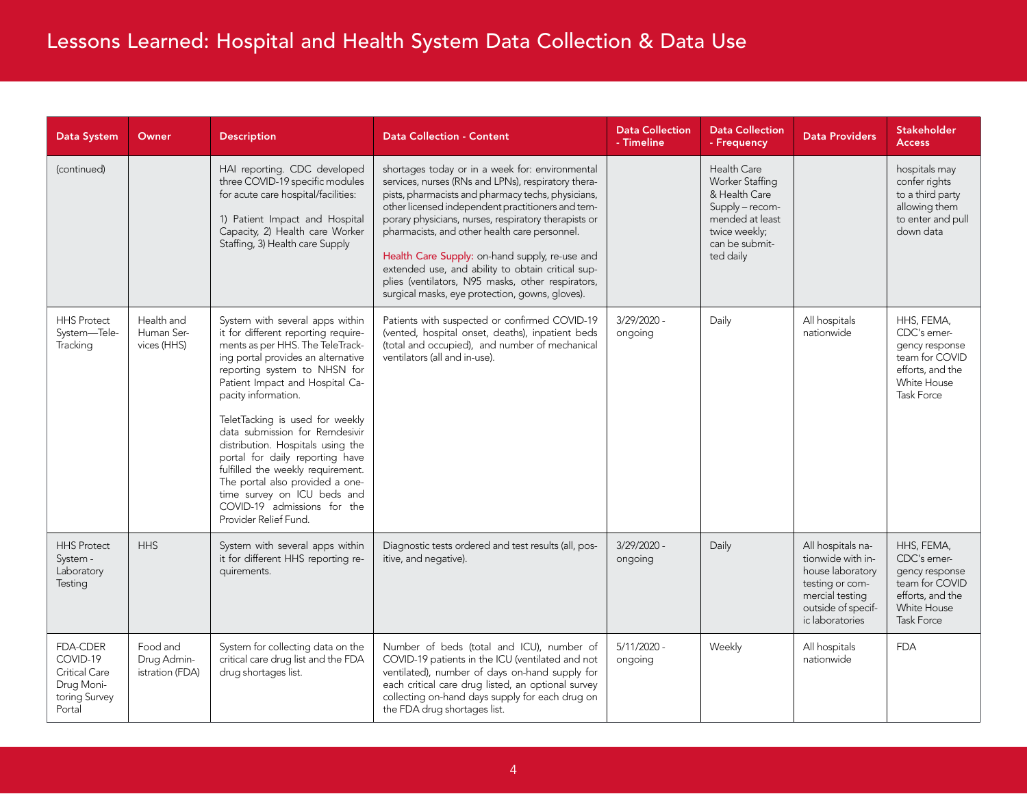# Lessons Learned: Hospital and Health System Data Collection & Data Use

| Data System | Owner | Description | Data Collection - Content | Data Collection - Timeline | Data Collection - Frequency | Data Providers | Stakeholder Access |
|---|---|---|---|---|---|---|---|
| (continued) | | HAI reporting. CDC developed three COVID-19 specific modules for acute care hospital/facilities:<br><br>1) Patient Impact and Hospital Capacity, 2) Health care Worker Staffing, 3) Health care Supply | shortages today or in a week for: environmental services, nurses (RNs and LPNs), respiratory therapists, pharmacists and pharmacy techs, physicians, other licensed independent practitioners and temporary physicians, nurses, respiratory therapists or pharmacists, and other health care personnel.<br><br>Health Care Supply: on-hand supply, re-use and extended use, and ability to obtain critical supplies (ventilators, N95 masks, other respirators, surgical masks, eye protection, gowns, gloves). | | Health Care Worker Staffing & Health Care Supply – recommended at least twice weekly; can be submitted daily | | hospitals may confer rights to a third party allowing them to enter and pull down data |
| HHS Protect System—TeleTracking | Health and Human Services (HHS) | System with several apps within it for different reporting requirements as per HHS. The TeleTracking portal provides an alternative reporting system to NHSN for Patient Impact and Hospital Capacity information.<br><br>TeletTacking is used for weekly data submission for Remdesivir distribution. Hospitals using the portal for daily reporting have fulfilled the weekly requirement. The portal also provided a one-time survey on ICU beds and COVID-19 admissions for the Provider Relief Fund. | Patients with suspected or confirmed COVID-19 (vented, hospital onset, deaths), inpatient beds (total and occupied), and number of mechanical ventilators (all and in-use). | 3/29/2020 - ongoing | Daily | All hospitals nationwide | HHS, FEMA, CDC's emergency response team for COVID efforts, and the White House Task Force |
| HHS Protect System - Laboratory Testing | HHS | System with several apps within it for different HHS reporting requirements. | Diagnostic tests ordered and test results (all, positive, and negative). | 3/29/2020 - ongoing | Daily | All hospitals nationwide with in-house laboratory testing or commercial testing outside of specific laboratories | HHS, FEMA, CDC's emergency response team for COVID efforts, and the White House Task Force |
| FDA-CDER COVID-19 Critical Care Drug Monitoring Survey Portal | Food and Drug Administration (FDA) | System for collecting data on the critical care drug list and the FDA drug shortages list. | Number of beds (total and ICU), number of COVID-19 patients in the ICU (ventilated and not ventilated), number of days on-hand supply for each critical care drug listed, an optional survey collecting on-hand days supply for each drug on the FDA drug shortages list. | 5/11/2020 - ongoing | Weekly | All hospitals nationwide | FDA |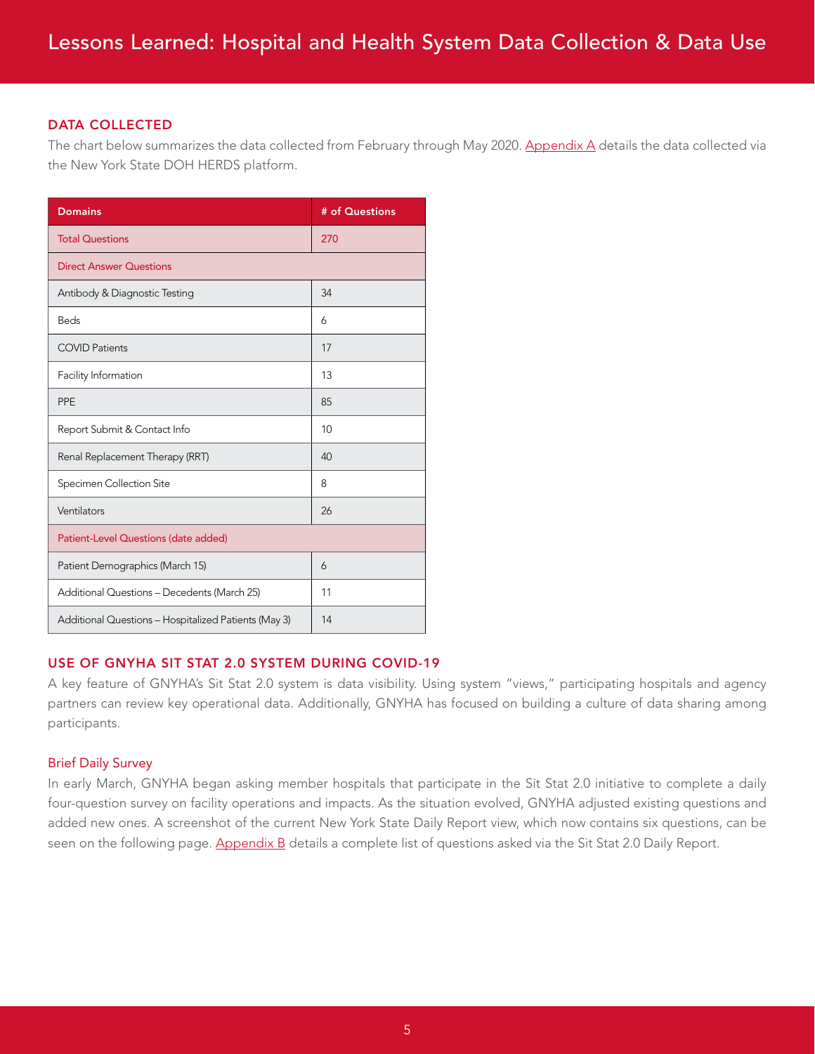## DATA COLLECTED

The chart below summarizes the data collected from February through May 2020. Appendix A details the data collected via the New York State DOH HERDS platform.

| Domains | # of Questions |
|---|---|
| Total Questions | 270 |
| Direct Answer Questions | |
| Antibody & Diagnostic Testing | 34 |
| Beds | 6 |
| COVID Patients | 17 |
| Facility Information | 13 |
| PPE | 85 |
| Report Submit & Contact Info | 10 |
| Renal Replacement Therapy (RRT) | 40 |
| Specimen Collection Site | 8 |
| Ventilators | 26 |
| Patient-Level Questions (date added) | |
| Patient Demographics (March 15) | 6 |
| Additional Questions – Decedents (March 25) | 11 |
| Additional Questions – Hospitalized Patients (May 3) | 14 |

## USE OF GNYHA SIT STAT 2.0 SYSTEM DURING COVID-19

A key feature of GNYHA's Sit Stat 2.0 system is data visibility. Using system "views," participating hospitals and agency partners can review key operational data. Additionally, GNYHA has focused on building a culture of data sharing among participants.

### Brief Daily Survey

In early March, GNYHA began asking member hospitals that participate in the Sit Stat 2.0 initiative to complete a daily four-question survey on facility operations and impacts. As the situation evolved, GNYHA adjusted existing questions and added new ones. A screenshot of the current New York State Daily Report view, which now contains six questions, can be seen on the following page. Appendix B details a complete list of questions asked via the Sit Stat 2.0 Daily Report.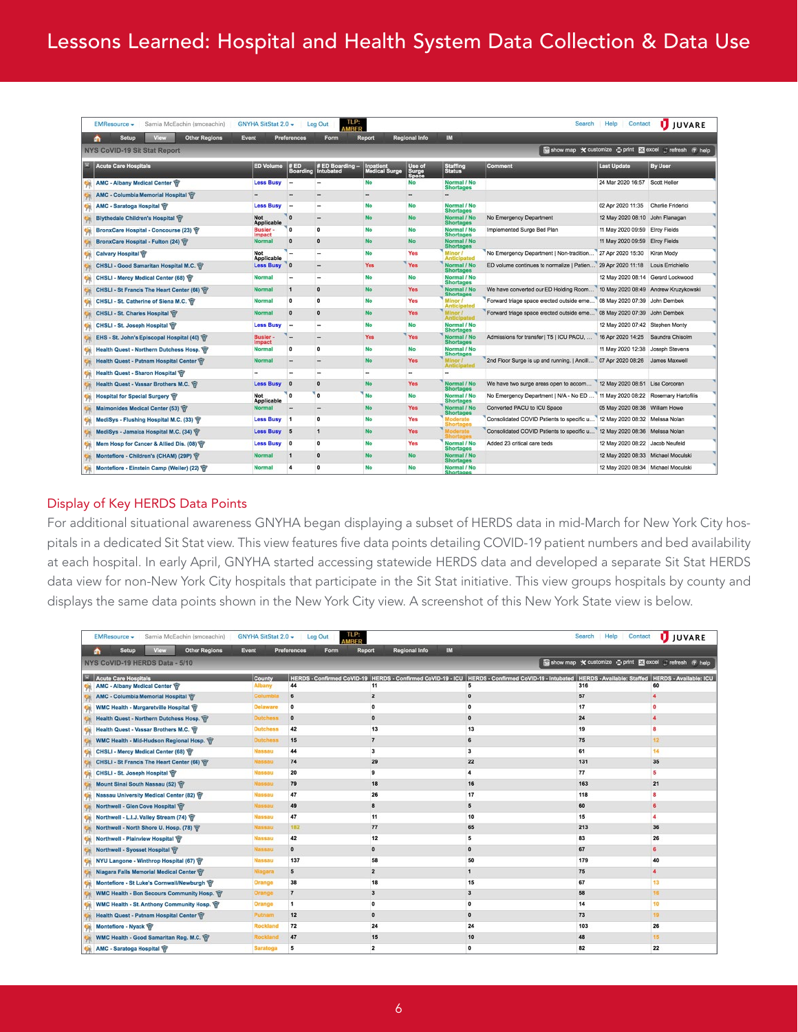**NYS CoVID-19 Sit Stat Report**

| Acute Care Hospitals | ED Volume | # ED Boarding | # ED Boarding – Intubated | Inpatient Medical Surge | Use of Surge Space | Staffing Status | Comment | Last Update | By User |
|---|---|---|---|---|---|---|---|---|---|
| AMC - Albany Medical Center | Less Busy | -- | -- | No | No | Normal / No Shortages | | 24 Mar 2020 16:57 | Scott Heller |
| AMC - Columbia Memorial Hospital | -- | -- | -- | -- | -- | -- | | | |
| AMC - Saratoga Hospital | Less Busy | -- | -- | No | No | Normal / No Shortages | | 02 Apr 2020 11:35 | Charlie Frederici |
| Blythedale Children's Hospital | Not Applicable | 0 | -- | No | No | Normal / No Shortages | No Emergency Department | 12 May 2020 08:10 | John Flanagan |
| BronxCare Hospital - Concourse (23) | Busier - Impact | 0 | 0 | No | No | Normal / No Shortages | Implemented Surge Bed Plan | 11 May 2020 09:59 | Elroy Fields |
| BronxCare Hospital - Fulton (24) | Normal | 0 | 0 | No | No | Normal / No Shortages | | 11 May 2020 09:59 | Elroy Fields |
| Calvary Hospital | Not Applicable | -- | -- | No | Yes | Minor / Anticipated | No Emergency Department \| Non-tradition... | 27 Apr 2020 15:30 | Kiran Mody |
| CHSLI - Good Samaritan Hospital M.C. | Less Busy | 0 | -- | Yes | Yes | Normal / No Shortages | ED volume continues to normalize \| Patien... | 29 Apr 2020 11:18 | Louis Errichiello |
| CHSLI - Mercy Medical Center (68) | Normal | -- | -- | No | No | Normal / No Shortages | | 12 May 2020 08:14 | Gerard Lockwood |
| CHSLI - St Francis The Heart Center (66) | Normal | 1 | 0 | No | Yes | Normal / No Shortages | We have converted our ED Holding Room... | 10 May 2020 08:49 | Andrew Kruzykowski |
| CHSLI - St. Catherine of Siena M.C. | Normal | 0 | 0 | No | Yes | Minor / Anticipated | Forward triage space erected outside eme... | 08 May 2020 07:39 | John Dembek |
| CHSLI - St. Charles Hospital | Normal | 0 | 0 | No | Yes | Minor / Anticipated | Forward triage space erected outside eme... | 08 May 2020 07:39 | John Dembek |
| CHSLI - St. Joseph Hospital | Less Busy | -- | -- | No | No | Normal / No Shortages | | 12 May 2020 07:42 | Stephen Monty |
| EHS - St. John's Episcopal Hospital (40) | Busier - Impact | -- | -- | Yes | Yes | Normal / No Shortages | Admissions for transfer \| T5 \| ICU PACU, ... | 16 Apr 2020 14:25 | Saundra Chisolm |
| Health Quest - Northern Dutchess Hosp. | Normal | 0 | 0 | No | No | Normal / No Shortages | | 11 May 2020 12:38 | Joseph Stevens |
| Health Quest - Putnam Hospital Center | Normal | -- | -- | No | Yes | Minor / Anticipated | 2nd Floor Surge is up and running. \| Ancill... | 07 Apr 2020 08:26 | James Maxwell |
| Health Quest - Sharon Hospital | -- | -- | -- | -- | -- | -- | | | |
| Health Quest - Vassar Brothers M.C. | Less Busy | 0 | 0 | No | Yes | Normal / No Shortages | We have two surge areas open to accom... | 12 May 2020 08:51 | Lisa Corcoran |
| Hospital for Special Surgery | Not Applicable | 0 | 0 | No | No | Normal / No Shortages | No Emergency Department \| N/A - No ED ... | 11 May 2020 08:22 | Rosemary Hartofilis |
| Maimonides Medical Center (53) | Normal | -- | -- | No | Yes | Normal / No Shortages | Converted PACU to ICU Space | 05 May 2020 08:38 | William Howe |
| MediSys - Flushing Hospital M.C. (33) | Less Busy | 1 | 0 | No | Yes | Moderate Shortages | Consolidated COVID Patients to specific u... | 12 May 2020 08:32 | Melissa Nolan |
| MediSys - Jamaica Hospital M.C. (34) | Less Busy | 5 | 1 | No | Yes | Moderate Shortages | Consolidated COVID Patients to specific u... | 12 May 2020 08:36 | Melissa Nolan |
| Mem Hosp for Cancer & Allied Dis. (08) | Less Busy | 0 | 0 | No | Yes | Normal / No Shortages | Added 23 critical care beds | 12 May 2020 08:22 | Jacob Neufeld |
| Montefiore - Children's (CHAM) (29P) | Normal | 1 | 0 | No | No | Normal / No Shortages | | 12 May 2020 08:33 | Michael Moculski |
| Montefiore - Einstein Camp (Weiler) (22) | Normal | 4 | 0 | No | No | Normal / No Shortages | | 12 May 2020 08:34 | Michael Moculski |

## Display of Key HERDS Data Points

For additional situational awareness GNYHA began displaying a subset of HERDS data in mid-March for New York City hospitals in a dedicated Sit Stat view. This view features five data points detailing COVID-19 patient numbers and bed availability at each hospital. In early April, GNYHA started accessing statewide HERDS data and developed a separate Sit Stat HERDS data view for non-New York City hospitals that participate in the Sit Stat initiative. This view groups hospitals by county and displays the same data points shown in the New York City view. A screenshot of this New York State view is below.

**NYS CoVID-19 HERDS Data - 5/10**

| Acute Care Hospitals | County | HERDS - Confirmed CoVID-19 | HERDS - Confirmed CoVID-19 - ICU | HERDS - Confirmed CoVID-19 - Intubated | HERDS - Available: Staffed | HERDS - Available: ICU |
|---|---|---|---|---|---|---|
| AMC - Albany Medical Center | Albany | 44 | 11 | 5 | 316 | 60 |
| AMC - Columbia Memorial Hospital | Columbia | 6 | 2 | 0 | 57 | 4 |
| WMC Health - Margaretville Hospital | Delaware | 0 | 0 | 0 | 17 | 0 |
| Health Quest - Northern Dutchess Hosp. | Dutchess | 0 | 0 | 0 | 24 | 4 |
| Health Quest - Vassar Brothers M.C. | Dutchess | 42 | 13 | 13 | 19 | 8 |
| WMC Health - Mid-Hudson Regional Hosp. | Dutchess | 15 | 7 | 6 | 75 | 12 |
| CHSLI - Mercy Medical Center (68) | Nassau | 44 | 3 | 3 | 61 | 14 |
| CHSLI - St Francis The Heart Center (66) | Nassau | 74 | 29 | 22 | 131 | 35 |
| CHSLI - St. Joseph Hospital | Nassau | 20 | 9 | 4 | 77 | 5 |
| Mount Sinai South Nassau (52) | Nassau | 79 | 18 | 16 | 163 | 21 |
| Nassau University Medical Center (82) | Nassau | 47 | 26 | 17 | 118 | 8 |
| Northwell - Glen Cove Hospital | Nassau | 49 | 8 | 5 | 60 | 6 |
| Northwell - L.I.J. Valley Stream (74) | Nassau | 47 | 11 | 10 | 15 | 4 |
| Northwell - North Shore U. Hosp. (78) | Nassau | 162 | 77 | 65 | 213 | 36 |
| Northwell - Plainview Hospital | Nassau | 42 | 12 | 5 | 83 | 26 |
| Northwell - Syosset Hospital | Nassau | 0 | 0 | 0 | 67 | 6 |
| NYU Langone - Winthrop Hospital (67) | Nassau | 137 | 58 | 50 | 179 | 40 |
| Niagara Falls Memorial Medical Center | Niagara | 5 | 2 | 1 | 75 | 4 |
| Montefiore - St Luke's Cornwall/Newburgh | Orange | 38 | 18 | 15 | 67 | 13 |
| WMC Health - Bon Secours Community Hosp. | Orange | 7 | 3 | 3 | 58 | 16 |
| WMC Health - St. Anthony Community Hosp. | Orange | 1 | 0 | 0 | 14 | 10 |
| Health Quest - Putnam Hospital Center | Putnam | 12 | 0 | 0 | 73 | 19 |
| Montefiore - Nyack | Rockland | 72 | 24 | 24 | 103 | 26 |
| WMC Health - Good Samaritan Reg. M.C. | Rockland | 47 | 15 | 10 | 48 | 15 |
| AMC - Saratoga Hospital | Saratoga | 5 | 2 | 0 | 82 | 22 |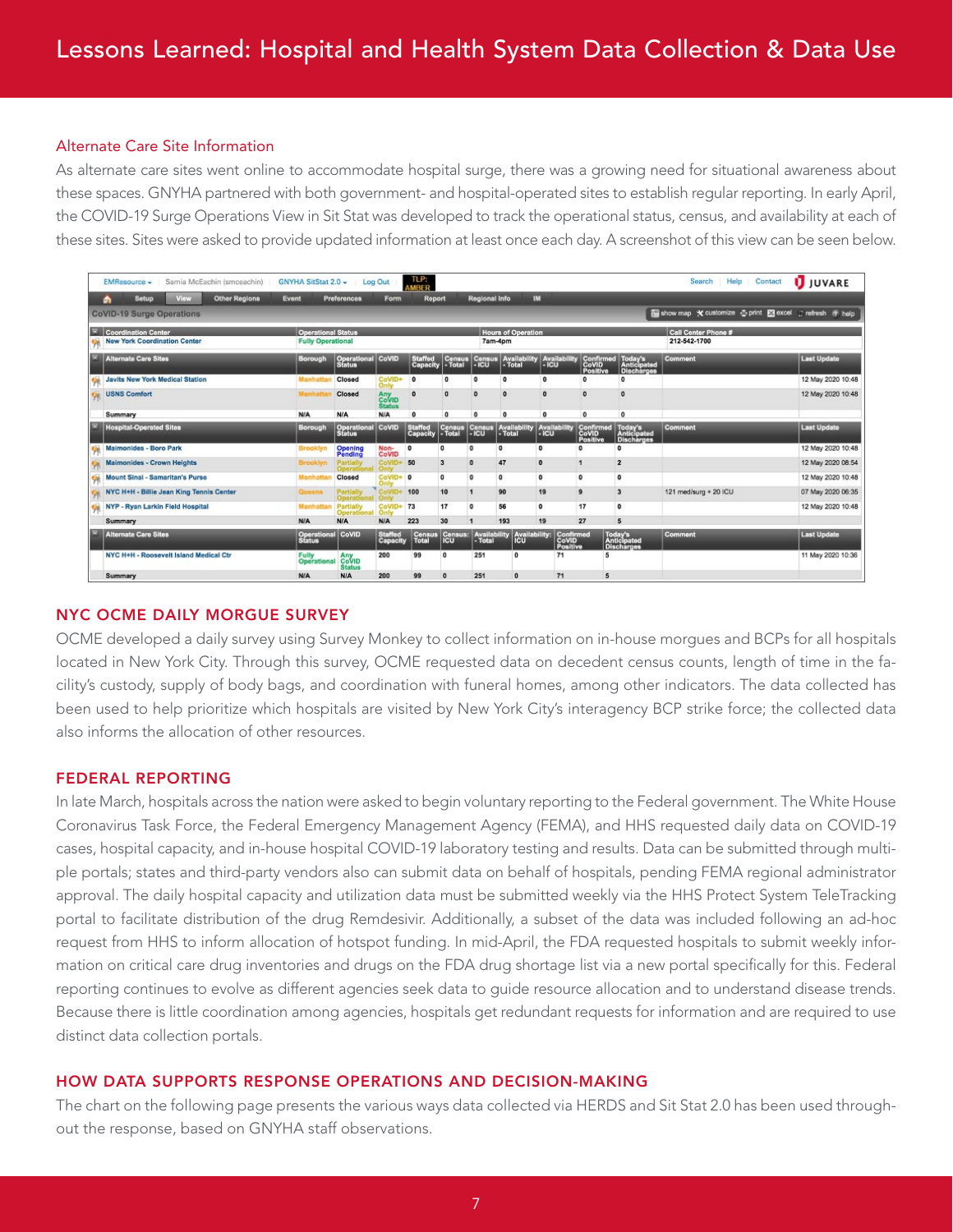## Alternate Care Site Information

As alternate care sites went online to accommodate hospital surge, there was a growing need for situational awareness about these spaces. GNYHA partnered with both government- and hospital-operated sites to establish regular reporting. In early April, the COVID-19 Surge Operations View in Sit Stat was developed to track the operational status, census, and availability at each of these sites. Sites were asked to provide updated information at least once each day. A screenshot of this view can be seen below.

**CoVID-19 Surge Operations**

| Coordination Center | Operational Status | Hours of Operation | Call Center Phone # |
|---|---|---|---|
| New York Coordination Center | Fully Operational | 7am-4pm | 212-542-1700 |

| Alternate Care Sites | Borough | Operational Status | CoVID | Staffed Capacity | Census - Total | Census - ICU | Availability - Total | Availability - ICU | Confirmed CoVID Positive | Today's Anticipated Discharges | Comment | Last Update |
|---|---|---|---|---|---|---|---|---|---|---|---|---|
| Javits New York Medical Station | Manhattan | Closed | CoVID+ Only | 0 | 0 | 0 | 0 | 0 | 0 | 0 | | 12 May 2020 10:48 |
| USNS Comfort | Manhattan | Closed | Any CoVID Status | 0 | 0 | 0 | 0 | 0 | 0 | 0 | | 12 May 2020 10:48 |
| Summary | N/A | N/A | N/A | 0 | 0 | 0 | 0 | 0 | 0 | 0 | | |

| Hospital-Operated Sites | Borough | Operational Status | CoVID | Staffed Capacity | Census - Total | Census - ICU | Availability - Total | Availability - ICU | Confirmed CoVID Positive | Today's Anticipated Discharges | Comment | Last Update |
|---|---|---|---|---|---|---|---|---|---|---|---|---|
| Maimonides - Boro Park | Brooklyn | Opening Pending | Non-CoVID | 0 | 0 | 0 | 0 | 0 | 0 | 0 | | 12 May 2020 10:48 |
| Maimonides - Crown Heights | Brooklyn | Partially Operational | CoVID+ Only | 50 | 3 | 0 | 47 | 0 | 1 | 2 | | 12 May 2020 08:54 |
| Mount Sinai - Samaritan's Purse | Manhattan | Closed | CoVID+ Only | 0 | 0 | 0 | 0 | 0 | 0 | 0 | | 12 May 2020 10:48 |
| NYC H+H - Billie Jean King Tennis Center | Queens | Partially Operational | CoVID+ Only | 100 | 10 | 1 | 90 | 19 | 9 | 3 | 121 med/surg + 20 ICU | 07 May 2020 06:35 |
| NYP - Ryan Larkin Field Hospital | Manhattan | Partially Operational | CoVID+ Only | 73 | 17 | 0 | 56 | 0 | 17 | 0 | | 12 May 2020 10:48 |
| Summary | N/A | N/A | N/A | 223 | 30 | 1 | 193 | 19 | 27 | 5 | | |

| Alternate Care Sites | Operational Status | CoVID | Staffed Capacity | Census Total | Census: ICU | Availability - Total | Availability: ICU | Confirmed CoVID Positive | Today's Anticipated Discharges | Comment | Last Update |
|---|---|---|---|---|---|---|---|---|---|---|---|
| NYC H+H - Roosevelt Island Medical Ctr | Fully Operational | Any CoVID Status | 200 | 99 | 0 | 251 | 0 | 71 | 5 | | 11 May 2020 10:36 |
| Summary | N/A | N/A | 200 | 99 | 0 | 251 | 0 | 71 | 5 | | |

## NYC OCME DAILY MORGUE SURVEY

OCME developed a daily survey using Survey Monkey to collect information on in-house morgues and BCPs for all hospitals located in New York City. Through this survey, OCME requested data on decedent census counts, length of time in the facility's custody, supply of body bags, and coordination with funeral homes, among other indicators. The data collected has been used to help prioritize which hospitals are visited by New York City's interagency BCP strike force; the collected data also informs the allocation of other resources.

## FEDERAL REPORTING

In late March, hospitals across the nation were asked to begin voluntary reporting to the Federal government. The White House Coronavirus Task Force, the Federal Emergency Management Agency (FEMA), and HHS requested daily data on COVID-19 cases, hospital capacity, and in-house hospital COVID-19 laboratory testing and results. Data can be submitted through multiple portals; states and third-party vendors also can submit data on behalf of hospitals, pending FEMA regional administrator approval. The daily hospital capacity and utilization data must be submitted weekly via the HHS Protect System TeleTracking portal to facilitate distribution of the drug Remdesivir. Additionally, a subset of the data was included following an ad-hoc request from HHS to inform allocation of hotspot funding. In mid-April, the FDA requested hospitals to submit weekly information on critical care drug inventories and drugs on the FDA drug shortage list via a new portal specifically for this. Federal reporting continues to evolve as different agencies seek data to guide resource allocation and to understand disease trends. Because there is little coordination among agencies, hospitals get redundant requests for information and are required to use distinct data collection portals.

## HOW DATA SUPPORTS RESPONSE OPERATIONS AND DECISION-MAKING

The chart on the following page presents the various ways data collected via HERDS and Sit Stat 2.0 has been used throughout the response, based on GNYHA staff observations.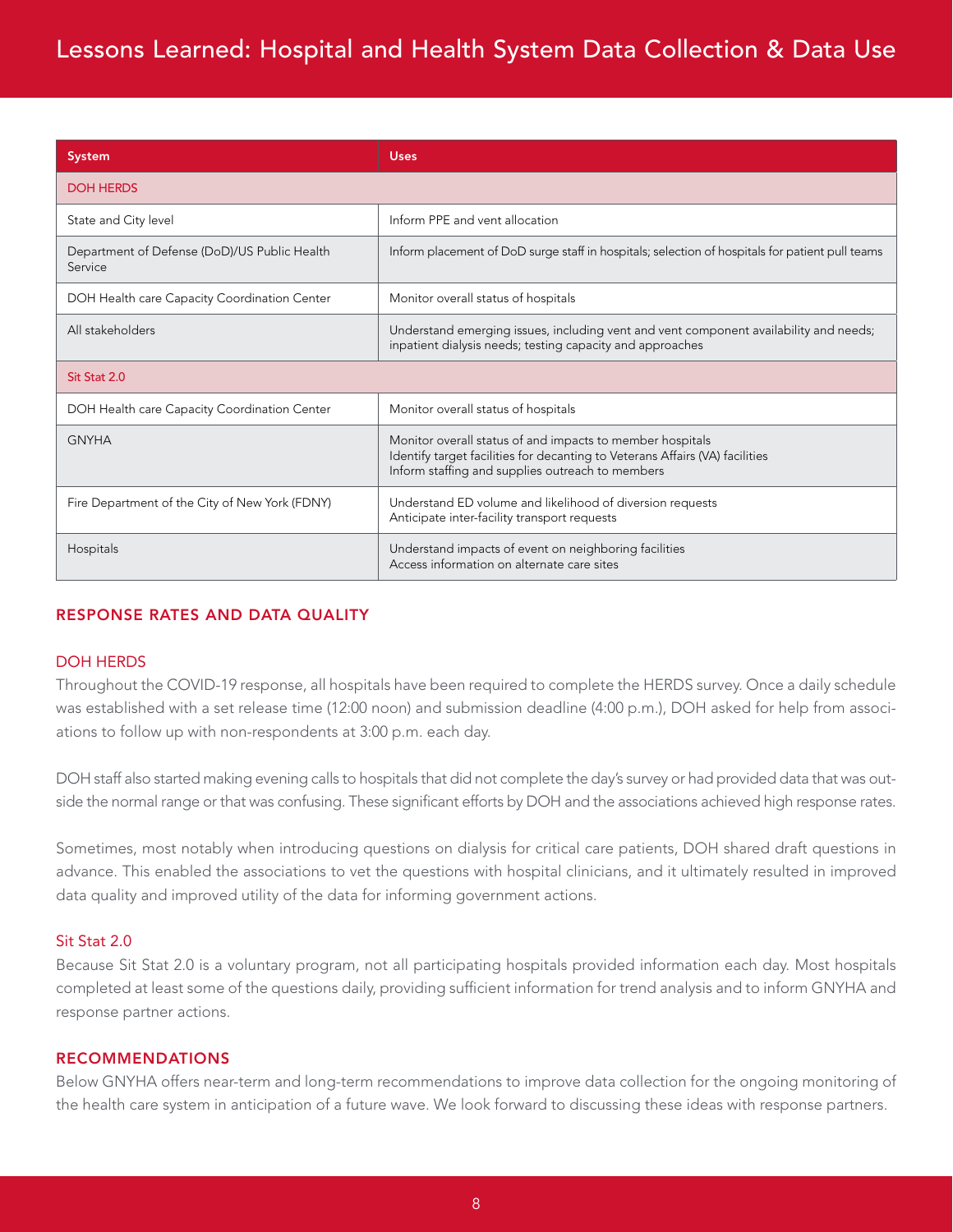# Lessons Learned: Hospital and Health System Data Collection & Data Use

| System | Uses |
|---|---|
| DOH HERDS | |
| State and City level | Inform PPE and vent allocation |
| Department of Defense (DoD)/US Public Health Service | Inform placement of DoD surge staff in hospitals; selection of hospitals for patient pull teams |
| DOH Health care Capacity Coordination Center | Monitor overall status of hospitals |
| All stakeholders | Understand emerging issues, including vent and vent component availability and needs; inpatient dialysis needs; testing capacity and approaches |
| Sit Stat 2.0 | |
| DOH Health care Capacity Coordination Center | Monitor overall status of hospitals |
| GNYHA | Monitor overall status of and impacts to member hospitals<br>Identify target facilities for decanting to Veterans Affairs (VA) facilities<br>Inform staffing and supplies outreach to members |
| Fire Department of the City of New York (FDNY) | Understand ED volume and likelihood of diversion requests<br>Anticipate inter-facility transport requests |
| Hospitals | Understand impacts of event on neighboring facilities<br>Access information on alternate care sites |

## RESPONSE RATES AND DATA QUALITY

### DOH HERDS

Throughout the COVID-19 response, all hospitals have been required to complete the HERDS survey. Once a daily schedule was established with a set release time (12:00 noon) and submission deadline (4:00 p.m.), DOH asked for help from associations to follow up with non-respondents at 3:00 p.m. each day.

DOH staff also started making evening calls to hospitals that did not complete the day's survey or had provided data that was outside the normal range or that was confusing. These significant efforts by DOH and the associations achieved high response rates.

Sometimes, most notably when introducing questions on dialysis for critical care patients, DOH shared draft questions in advance. This enabled the associations to vet the questions with hospital clinicians, and it ultimately resulted in improved data quality and improved utility of the data for informing government actions.

### Sit Stat 2.0

Because Sit Stat 2.0 is a voluntary program, not all participating hospitals provided information each day. Most hospitals completed at least some of the questions daily, providing sufficient information for trend analysis and to inform GNYHA and response partner actions.

## RECOMMENDATIONS

Below GNYHA offers near-term and long-term recommendations to improve data collection for the ongoing monitoring of the health care system in anticipation of a future wave. We look forward to discussing these ideas with response partners.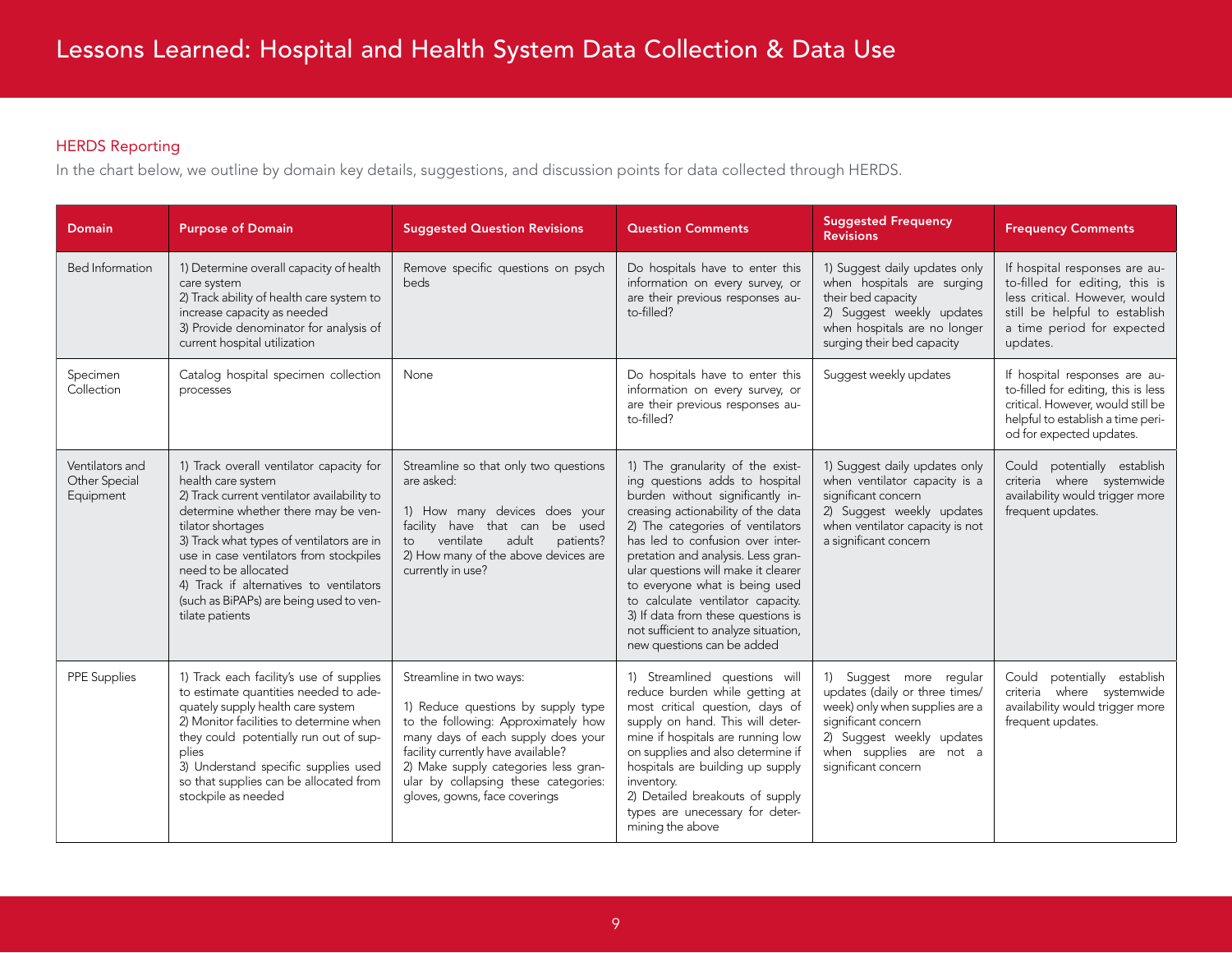# Lessons Learned: Hospital and Health System Data Collection & Data Use

## HERDS Reporting

In the chart below, we outline by domain key details, suggestions, and discussion points for data collected through HERDS.

| Domain | Purpose of Domain | Suggested Question Revisions | Question Comments | Suggested Frequency Revisions | Frequency Comments |
|---|---|---|---|---|---|
| Bed Information | 1) Determine overall capacity of health care system<br>2) Track ability of health care system to increase capacity as needed<br>3) Provide denominator for analysis of current hospital utilization | Remove specific questions on psych beds | Do hospitals have to enter this information on every survey, or are their previous responses auto-filled? | 1) Suggest daily updates only when hospitals are surging their bed capacity<br>2) Suggest weekly updates when hospitals are no longer surging their bed capacity | If hospital responses are auto-filled for editing, this is less critical. However, would still be helpful to establish a time period for expected updates. |
| Specimen Collection | Catalog hospital specimen collection processes | None | Do hospitals have to enter this information on every survey, or are their previous responses auto-filled? | Suggest weekly updates | If hospital responses are auto-filled for editing, this is less critical. However, would still be helpful to establish a time period for expected updates. |
| Ventilators and Other Special Equipment | 1) Track overall ventilator capacity for health care system<br>2) Track current ventilator availability to determine whether there may be ventilator shortages<br>3) Track what types of ventilators are in use in case ventilators from stockpiles need to be allocated<br>4) Track if alternatives to ventilators (such as BiPAPs) are being used to ventilate patients | Streamline so that only two questions are asked:<br><br>1) How many devices does your facility have that can be used to ventilate adult patients?<br>2) How many of the above devices are currently in use? | 1) The granularity of the existing questions adds to hospital burden without significantly increasing actionability of the data<br>2) The categories of ventilators has led to confusion over interpretation and analysis. Less granular questions will make it clearer to everyone what is being used to calculate ventilator capacity.<br>3) If data from these questions is not sufficient to analyze situation, new questions can be added | 1) Suggest daily updates only when ventilator capacity is a significant concern<br>2) Suggest weekly updates when ventilator capacity is not a significant concern | Could potentially establish criteria where systemwide availability would trigger more frequent updates. |
| PPE Supplies | 1) Track each facility's use of supplies to estimate quantities needed to adequately supply health care system<br>2) Monitor facilities to determine when they could potentially run out of supplies<br>3) Understand specific supplies used so that supplies can be allocated from stockpile as needed | Streamline in two ways:<br><br>1) Reduce questions by supply type to the following: Approximately how many days of each supply does your facility currently have available?<br>2) Make supply categories less granular by collapsing these categories: gloves, gowns, face coverings | 1) Streamlined questions will reduce burden while getting at most critical question, days of supply on hand. This will determine if hospitals are running low on supplies and also determine if hospitals are building up supply inventory.<br>2) Detailed breakouts of supply types are unecessary for determining the above | 1) Suggest more regular updates (daily or three times/week) only when supplies are a significant concern<br>2) Suggest weekly updates when supplies are not a significant concern | Could potentially establish criteria where systemwide availability would trigger more frequent updates. |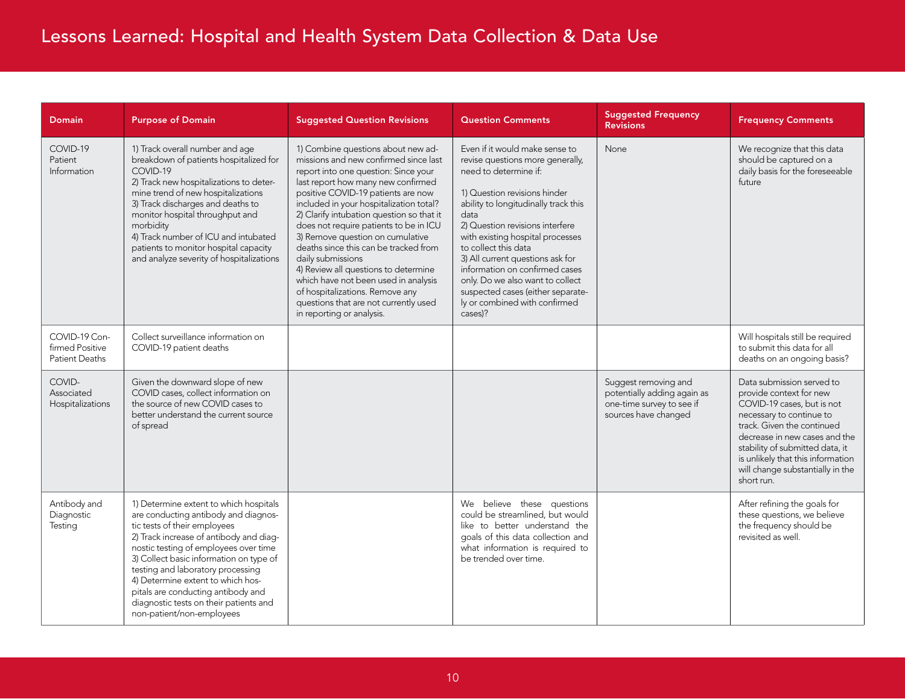# Lessons Learned: Hospital and Health System Data Collection & Data Use

| Domain | Purpose of Domain | Suggested Question Revisions | Question Comments | Suggested Frequency Revisions | Frequency Comments |
|---|---|---|---|---|---|
| COVID-19 Patient Information | 1) Track overall number and age breakdown of patients hospitalized for COVID-19<br>2) Track new hospitalizations to determine trend of new hospitalizations<br>3) Track discharges and deaths to monitor hospital throughput and morbidity<br>4) Track number of ICU and intubated patients to monitor hospital capacity and analyze severity of hospitalizations | 1) Combine questions about new admissions and new confirmed since last report into one question: Since your last report how many new confirmed positive COVID-19 patients are now included in your hospitalization total?<br>2) Clarify intubation question so that it does not require patients to be in ICU<br>3) Remove question on cumulative deaths since this can be tracked from daily submissions<br>4) Review all questions to determine which have not been used in analysis of hospitalizations. Remove any questions that are not currently used in reporting or analysis. | Even if it would make sense to revise questions more generally, need to determine if:<br><br>1) Question revisions hinder ability to longitudinally track this data<br>2) Question revisions interfere with existing hospital processes to collect this data<br>3) All current questions ask for information on confirmed cases only. Do we also want to collect suspected cases (either separately or combined with confirmed cases)? | None | We recognize that this data should be captured on a daily basis for the foreseeable future |
| COVID-19 Confirmed Positive Patient Deaths | Collect surveillance information on COVID-19 patient deaths | | | | Will hospitals still be required to submit this data for all deaths on an ongoing basis? |
| COVID-Associated Hospitalizations | Given the downward slope of new COVID cases, collect information on the source of new COVID cases to better understand the current source of spread | | | Suggest removing and potentially adding again as one-time survey to see if sources have changed | Data submission served to provide context for new COVID-19 cases, but is not necessary to continue to track. Given the continued decrease in new cases and the stability of submitted data, it is unlikely that this information will change substantially in the short run. |
| Antibody and Diagnostic Testing | 1) Determine extent to which hospitals are conducting antibody and diagnostic tests of their employees<br>2) Track increase of antibody and diagnostic testing of employees over time<br>3) Collect basic information on type of testing and laboratory processing<br>4) Determine extent to which hospitals are conducting antibody and diagnostic tests on their patients and non-patient/non-employees | | We believe these questions could be streamlined, but would like to better understand the goals of this data collection and what information is required to be trended over time. | | After refining the goals for these questions, we believe the frequency should be revisited as well. |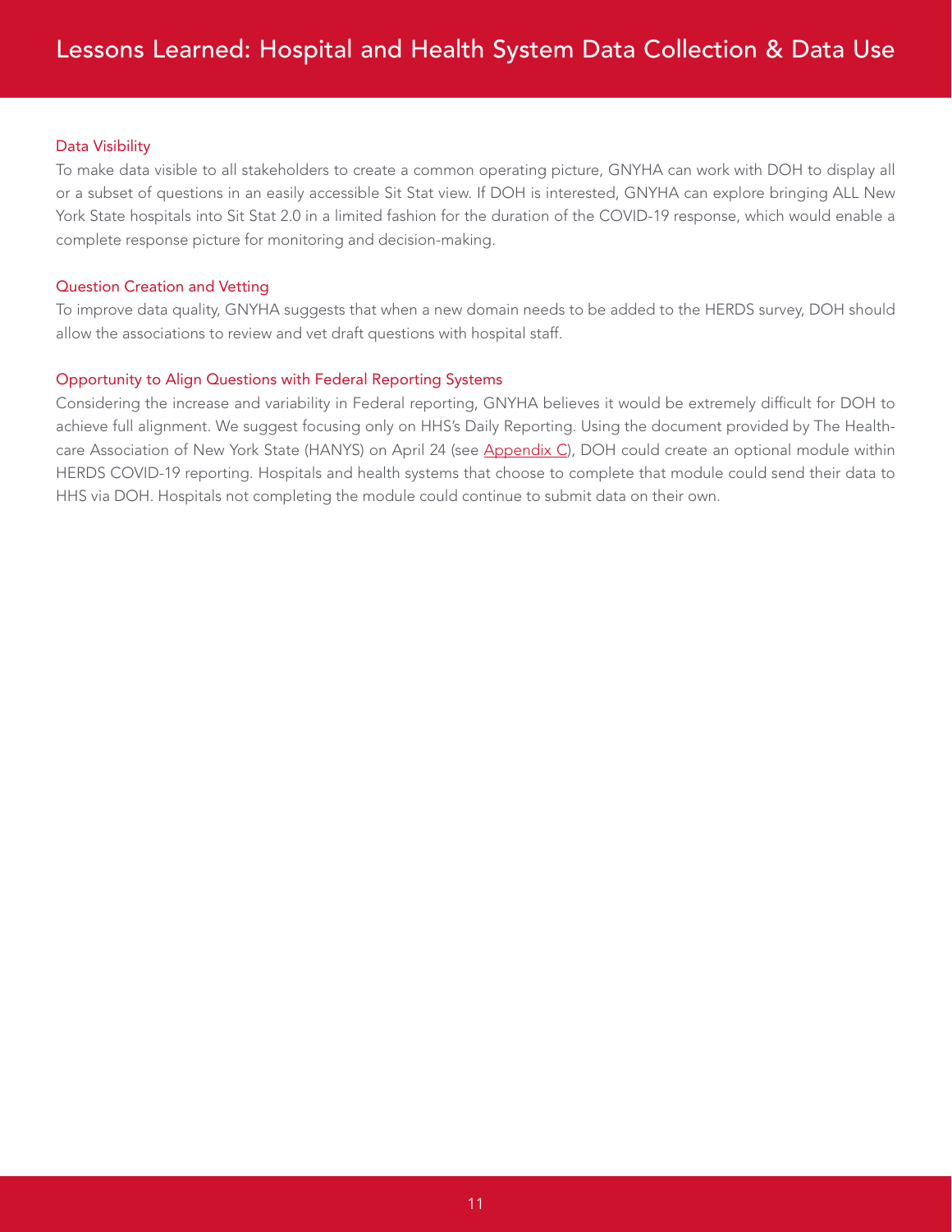# Lessons Learned: Hospital and Health System Data Collection & Data Use

### Data Visibility

To make data visible to all stakeholders to create a common operating picture, GNYHA can work with DOH to display all or a subset of questions in an easily accessible Sit Stat view. If DOH is interested, GNYHA can explore bringing ALL New York State hospitals into Sit Stat 2.0 in a limited fashion for the duration of the COVID-19 response, which would enable a complete response picture for monitoring and decision-making.

### Question Creation and Vetting

To improve data quality, GNYHA suggests that when a new domain needs to be added to the HERDS survey, DOH should allow the associations to review and vet draft questions with hospital staff.

### Opportunity to Align Questions with Federal Reporting Systems

Considering the increase and variability in Federal reporting, GNYHA believes it would be extremely difficult for DOH to achieve full alignment. We suggest focusing only on HHS's Daily Reporting. Using the document provided by The Healthcare Association of New York State (HANYS) on April 24 (see Appendix C), DOH could create an optional module within HERDS COVID-19 reporting. Hospitals and health systems that choose to complete that module could send their data to HHS via DOH. Hospitals not completing the module could continue to submit data on their own.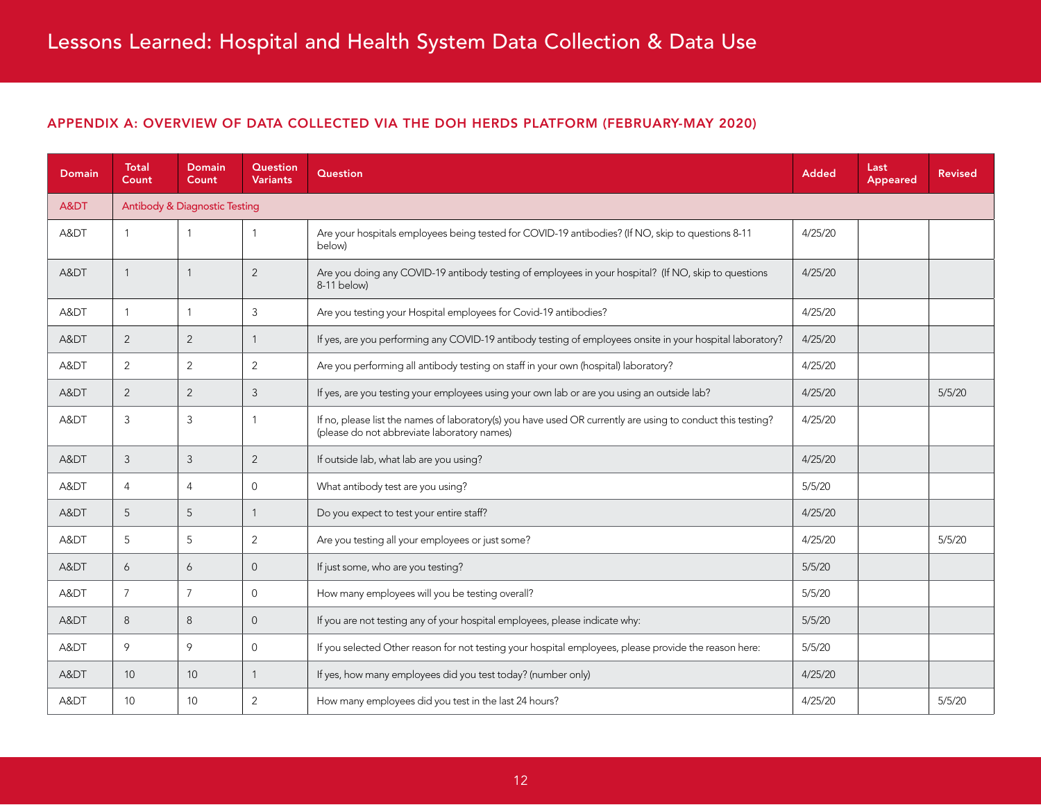## APPENDIX A: OVERVIEW OF DATA COLLECTED VIA THE DOH HERDS PLATFORM (FEBRUARY-MAY 2020)

| Domain | Total Count | Domain Count | Question Variants | Question | Added | Last Appeared | Revised |
|---|---|---|---|---|---|---|---|
| A&DT | Antibody & Diagnostic Testing | | | | | | |
| A&DT | 1 | 1 | 1 | Are your hospitals employees being tested for COVID-19 antibodies? (If NO, skip to questions 8-11 below) | 4/25/20 | | |
| A&DT | 1 | 1 | 2 | Are you doing any COVID-19 antibody testing of employees in your hospital? (If NO, skip to questions 8-11 below) | 4/25/20 | | |
| A&DT | 1 | 1 | 3 | Are you testing your Hospital employees for Covid-19 antibodies? | 4/25/20 | | |
| A&DT | 2 | 2 | 1 | If yes, are you performing any COVID-19 antibody testing of employees onsite in your hospital laboratory? | 4/25/20 | | |
| A&DT | 2 | 2 | 2 | Are you performing all antibody testing on staff in your own (hospital) laboratory? | 4/25/20 | | |
| A&DT | 2 | 2 | 3 | If yes, are you testing your employees using your own lab or are you using an outside lab? | 4/25/20 | | 5/5/20 |
| A&DT | 3 | 3 | 1 | If no, please list the names of laboratory(s) you have used OR currently are using to conduct this testing? (please do not abbreviate laboratory names) | 4/25/20 | | |
| A&DT | 3 | 3 | 2 | If outside lab, what lab are you using? | 4/25/20 | | |
| A&DT | 4 | 4 | 0 | What antibody test are you using? | 5/5/20 | | |
| A&DT | 5 | 5 | 1 | Do you expect to test your entire staff? | 4/25/20 | | |
| A&DT | 5 | 5 | 2 | Are you testing all your employees or just some? | 4/25/20 | | 5/5/20 |
| A&DT | 6 | 6 | 0 | If just some, who are you testing? | 5/5/20 | | |
| A&DT | 7 | 7 | 0 | How many employees will you be testing overall? | 5/5/20 | | |
| A&DT | 8 | 8 | 0 | If you are not testing any of your hospital employees, please indicate why: | 5/5/20 | | |
| A&DT | 9 | 9 | 0 | If you selected Other reason for not testing your hospital employees, please provide the reason here: | 5/5/20 | | |
| A&DT | 10 | 10 | 1 | If yes, how many employees did you test today? (number only) | 4/25/20 | | |
| A&DT | 10 | 10 | 2 | How many employees did you test in the last 24 hours? | 4/25/20 | | 5/5/20 |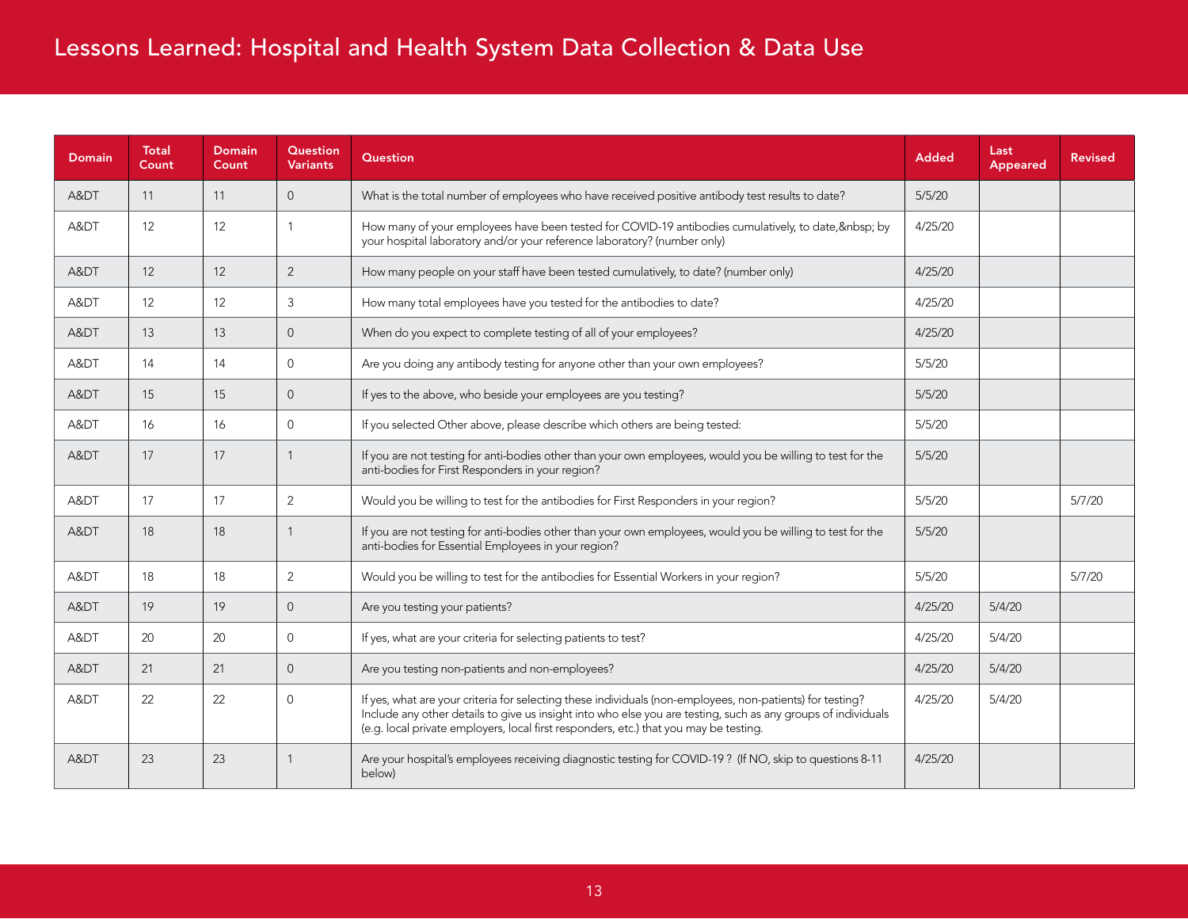## Lessons Learned: Hospital and Health System Data Collection & Data Use

| Domain | Total Count | Domain Count | Question Variants | Question | Added | Last Appeared | Revised |
|---|---|---|---|---|---|---|---|
| A&DT | 11 | 11 | 0 | What is the total number of employees who have received positive antibody test results to date? | 5/5/20 | | |
| A&DT | 12 | 12 | 1 | How many of your employees have been tested for COVID-19 antibodies cumulatively, to date,&nbsp; by your hospital laboratory and/or your reference laboratory? (number only) | 4/25/20 | | |
| A&DT | 12 | 12 | 2 | How many people on your staff have been tested cumulatively, to date? (number only) | 4/25/20 | | |
| A&DT | 12 | 12 | 3 | How many total employees have you tested for the antibodies to date? | 4/25/20 | | |
| A&DT | 13 | 13 | 0 | When do you expect to complete testing of all of your employees? | 4/25/20 | | |
| A&DT | 14 | 14 | 0 | Are you doing any antibody testing for anyone other than your own employees? | 5/5/20 | | |
| A&DT | 15 | 15 | 0 | If yes to the above, who beside your employees are you testing? | 5/5/20 | | |
| A&DT | 16 | 16 | 0 | If you selected Other above, please describe which others are being tested: | 5/5/20 | | |
| A&DT | 17 | 17 | 1 | If you are not testing for anti-bodies other than your own employees, would you be willing to test for the anti-bodies for First Responders in your region? | 5/5/20 | | |
| A&DT | 17 | 17 | 2 | Would you be willing to test for the antibodies for First Responders in your region? | 5/5/20 | | 5/7/20 |
| A&DT | 18 | 18 | 1 | If you are not testing for anti-bodies other than your own employees, would you be willing to test for the anti-bodies for Essential Employees in your region? | 5/5/20 | | |
| A&DT | 18 | 18 | 2 | Would you be willing to test for the antibodies for Essential Workers in your region? | 5/5/20 | | 5/7/20 |
| A&DT | 19 | 19 | 0 | Are you testing your patients? | 4/25/20 | 5/4/20 | |
| A&DT | 20 | 20 | 0 | If yes, what are your criteria for selecting patients to test? | 4/25/20 | 5/4/20 | |
| A&DT | 21 | 21 | 0 | Are you testing non-patients and non-employees? | 4/25/20 | 5/4/20 | |
| A&DT | 22 | 22 | 0 | If yes, what are your criteria for selecting these individuals (non-employees, non-patients) for testing? Include any other details to give us insight into who else you are testing, such as any groups of individuals (e.g. local private employers, local first responders, etc.) that you may be testing. | 4/25/20 | 5/4/20 | |
| A&DT | 23 | 23 | 1 | Are your hospital's employees receiving diagnostic testing for COVID-19 ? (If NO, skip to questions 8-11 below) | 4/25/20 | | |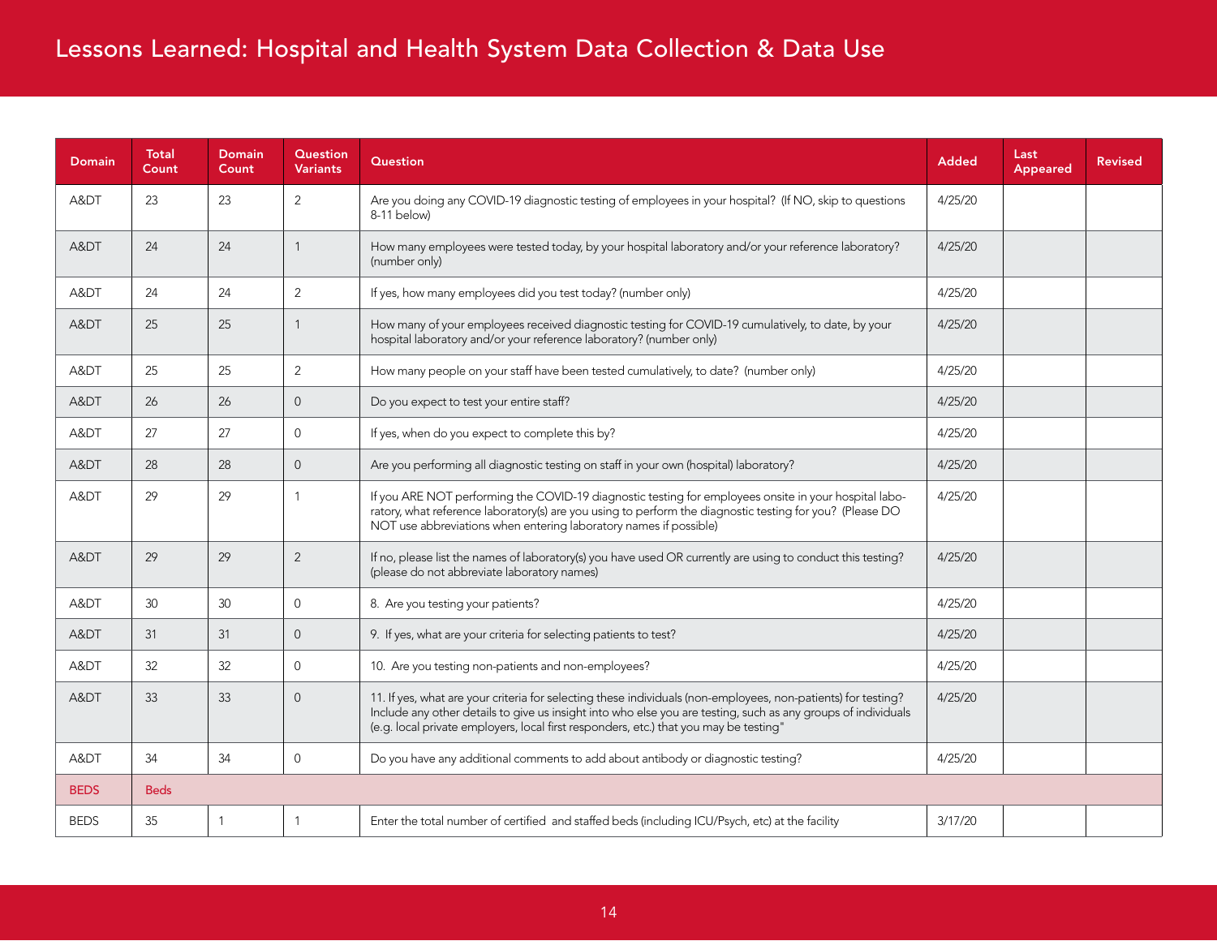| Domain | Total Count | Domain Count | Question Variants | Question | Added | Last Appeared | Revised |
|---|---|---|---|---|---|---|---|
| A&DT | 23 | 23 | 2 | Are you doing any COVID-19 diagnostic testing of employees in your hospital? (If NO, skip to questions 8-11 below) | 4/25/20 | | |
| A&DT | 24 | 24 | 1 | How many employees were tested today, by your hospital laboratory and/or your reference laboratory? (number only) | 4/25/20 | | |
| A&DT | 24 | 24 | 2 | If yes, how many employees did you test today? (number only) | 4/25/20 | | |
| A&DT | 25 | 25 | 1 | How many of your employees received diagnostic testing for COVID-19 cumulatively, to date, by your hospital laboratory and/or your reference laboratory? (number only) | 4/25/20 | | |
| A&DT | 25 | 25 | 2 | How many people on your staff have been tested cumulatively, to date? (number only) | 4/25/20 | | |
| A&DT | 26 | 26 | 0 | Do you expect to test your entire staff? | 4/25/20 | | |
| A&DT | 27 | 27 | 0 | If yes, when do you expect to complete this by? | 4/25/20 | | |
| A&DT | 28 | 28 | 0 | Are you performing all diagnostic testing on staff in your own (hospital) laboratory? | 4/25/20 | | |
| A&DT | 29 | 29 | 1 | If you ARE NOT performing the COVID-19 diagnostic testing for employees onsite in your hospital laboratory, what reference laboratory(s) are you using to perform the diagnostic testing for you? (Please DO NOT use abbreviations when entering laboratory names if possible) | 4/25/20 | | |
| A&DT | 29 | 29 | 2 | If no, please list the names of laboratory(s) you have used OR currently are using to conduct this testing? (please do not abbreviate laboratory names) | 4/25/20 | | |
| A&DT | 30 | 30 | 0 | 8. Are you testing your patients? | 4/25/20 | | |
| A&DT | 31 | 31 | 0 | 9. If yes, what are your criteria for selecting patients to test? | 4/25/20 | | |
| A&DT | 32 | 32 | 0 | 10. Are you testing non-patients and non-employees? | 4/25/20 | | |
| A&DT | 33 | 33 | 0 | 11. If yes, what are your criteria for selecting these individuals (non-employees, non-patients) for testing? Include any other details to give us insight into who else you are testing, such as any groups of individuals (e.g. local private employers, local first responders, etc.) that you may be testing" | 4/25/20 | | |
| A&DT | 34 | 34 | 0 | Do you have any additional comments to add about antibody or diagnostic testing? | 4/25/20 | | |
| BEDS | Beds | | | | | | |
| BEDS | 35 | 1 | 1 | Enter the total number of certified and staffed beds (including ICU/Psych, etc) at the facility | 3/17/20 | | |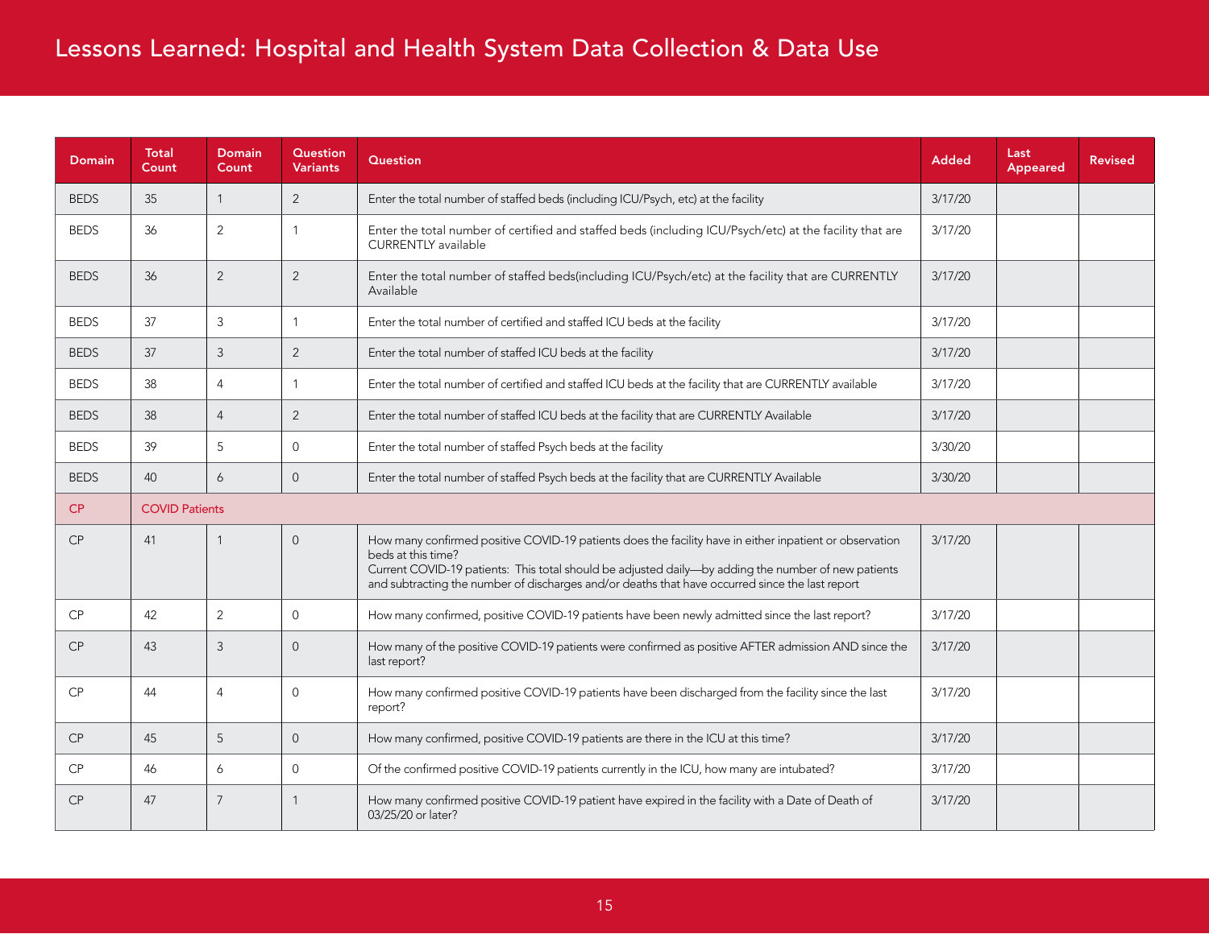# Lessons Learned: Hospital and Health System Data Collection & Data Use

| Domain | Total Count | Domain Count | Question Variants | Question | Added | Last Appeared | Revised |
|---|---|---|---|---|---|---|---|
| BEDS | 35 | 1 | 2 | Enter the total number of staffed beds (including ICU/Psych, etc) at the facility | 3/17/20 | | |
| BEDS | 36 | 2 | 1 | Enter the total number of certified and staffed beds (including ICU/Psych/etc) at the facility that are CURRENTLY available | 3/17/20 | | |
| BEDS | 36 | 2 | 2 | Enter the total number of staffed beds(including ICU/Psych/etc) at the facility that are CURRENTLY Available | 3/17/20 | | |
| BEDS | 37 | 3 | 1 | Enter the total number of certified and staffed ICU beds at the facility | 3/17/20 | | |
| BEDS | 37 | 3 | 2 | Enter the total number of staffed ICU beds at the facility | 3/17/20 | | |
| BEDS | 38 | 4 | 1 | Enter the total number of certified and staffed ICU beds at the facility that are CURRENTLY available | 3/17/20 | | |
| BEDS | 38 | 4 | 2 | Enter the total number of staffed ICU beds at the facility that are CURRENTLY Available | 3/17/20 | | |
| BEDS | 39 | 5 | 0 | Enter the total number of staffed Psych beds at the facility | 3/30/20 | | |
| BEDS | 40 | 6 | 0 | Enter the total number of staffed Psych beds at the facility that are CURRENTLY Available | 3/30/20 | | |
| CP | COVID Patients | | | | | | |
| CP | 41 | 1 | 0 | How many confirmed positive COVID-19 patients does the facility have in either inpatient or observation beds at this time?<br>Current COVID-19 patients: This total should be adjusted daily—by adding the number of new patients and subtracting the number of discharges and/or deaths that have occurred since the last report | 3/17/20 | | |
| CP | 42 | 2 | 0 | How many confirmed, positive COVID-19 patients have been newly admitted since the last report? | 3/17/20 | | |
| CP | 43 | 3 | 0 | How many of the positive COVID-19 patients were confirmed as positive AFTER admission AND since the last report? | 3/17/20 | | |
| CP | 44 | 4 | 0 | How many confirmed positive COVID-19 patients have been discharged from the facility since the last report? | 3/17/20 | | |
| CP | 45 | 5 | 0 | How many confirmed, positive COVID-19 patients are there in the ICU at this time? | 3/17/20 | | |
| CP | 46 | 6 | 0 | Of the confirmed positive COVID-19 patients currently in the ICU, how many are intubated? | 3/17/20 | | |
| CP | 47 | 7 | 1 | How many confirmed positive COVID-19 patient have expired in the facility with a Date of Death of 03/25/20 or later? | 3/17/20 | | |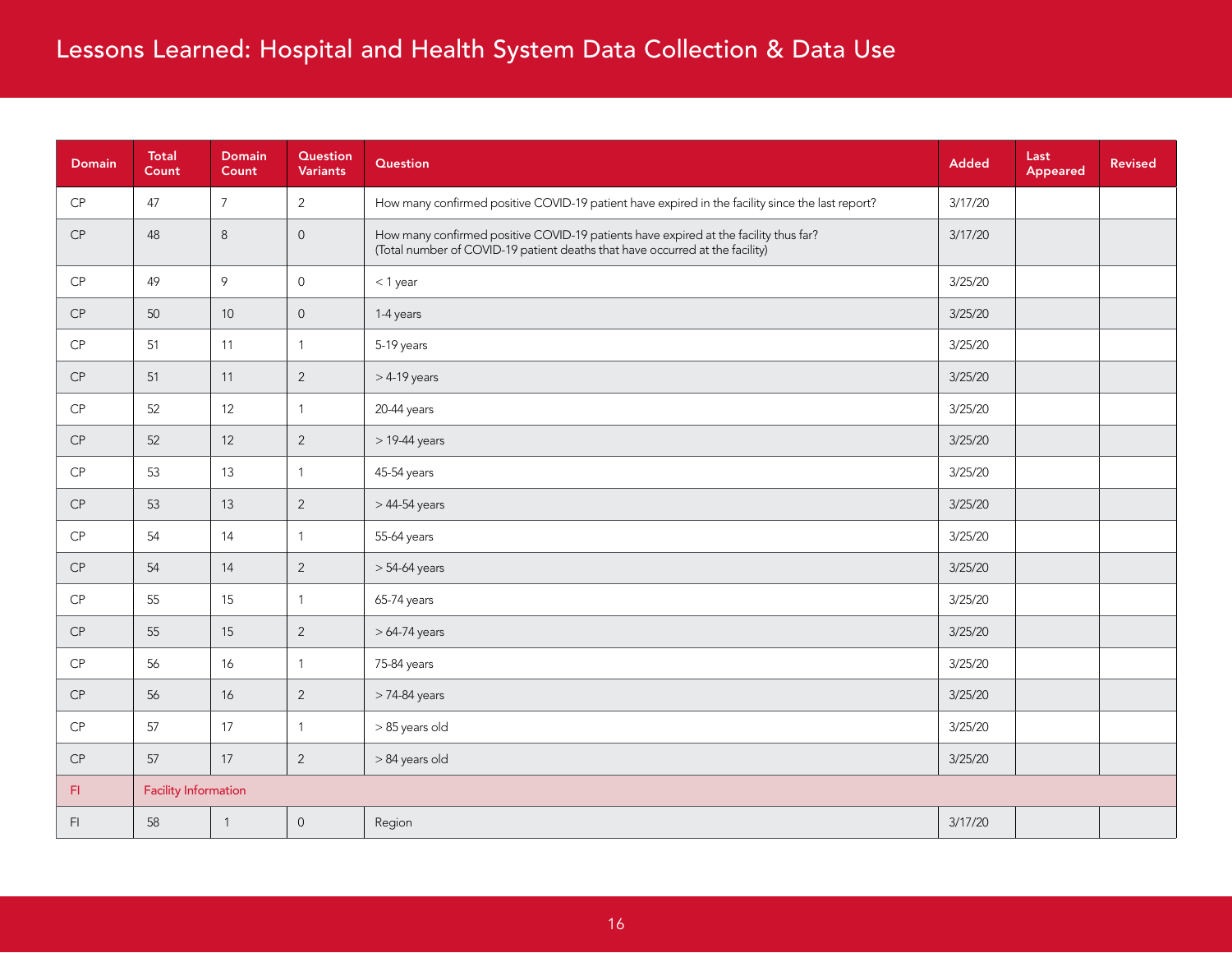| Domain | Total Count | Domain Count | Question Variants | Question | Added | Last Appeared | Revised |
|---|---|---|---|---|---|---|---|
| CP | 47 | 7 | 2 | How many confirmed positive COVID-19 patient have expired in the facility since the last report? | 3/17/20 | | |
| CP | 48 | 8 | 0 | How many confirmed positive COVID-19 patients have expired at the facility thus far? (Total number of COVID-19 patient deaths that have occurred at the facility) | 3/17/20 | | |
| CP | 49 | 9 | 0 | < 1 year | 3/25/20 | | |
| CP | 50 | 10 | 0 | 1-4 years | 3/25/20 | | |
| CP | 51 | 11 | 1 | 5-19 years | 3/25/20 | | |
| CP | 51 | 11 | 2 | > 4-19 years | 3/25/20 | | |
| CP | 52 | 12 | 1 | 20-44 years | 3/25/20 | | |
| CP | 52 | 12 | 2 | > 19-44 years | 3/25/20 | | |
| CP | 53 | 13 | 1 | 45-54 years | 3/25/20 | | |
| CP | 53 | 13 | 2 | > 44-54 years | 3/25/20 | | |
| CP | 54 | 14 | 1 | 55-64 years | 3/25/20 | | |
| CP | 54 | 14 | 2 | > 54-64 years | 3/25/20 | | |
| CP | 55 | 15 | 1 | 65-74 years | 3/25/20 | | |
| CP | 55 | 15 | 2 | > 64-74 years | 3/25/20 | | |
| CP | 56 | 16 | 1 | 75-84 years | 3/25/20 | | |
| CP | 56 | 16 | 2 | > 74-84 years | 3/25/20 | | |
| CP | 57 | 17 | 1 | > 85 years old | 3/25/20 | | |
| CP | 57 | 17 | 2 | > 84 years old | 3/25/20 | | |
| FI | Facility Information | | | | | | |
| FI | 58 | 1 | 0 | Region | 3/17/20 | | |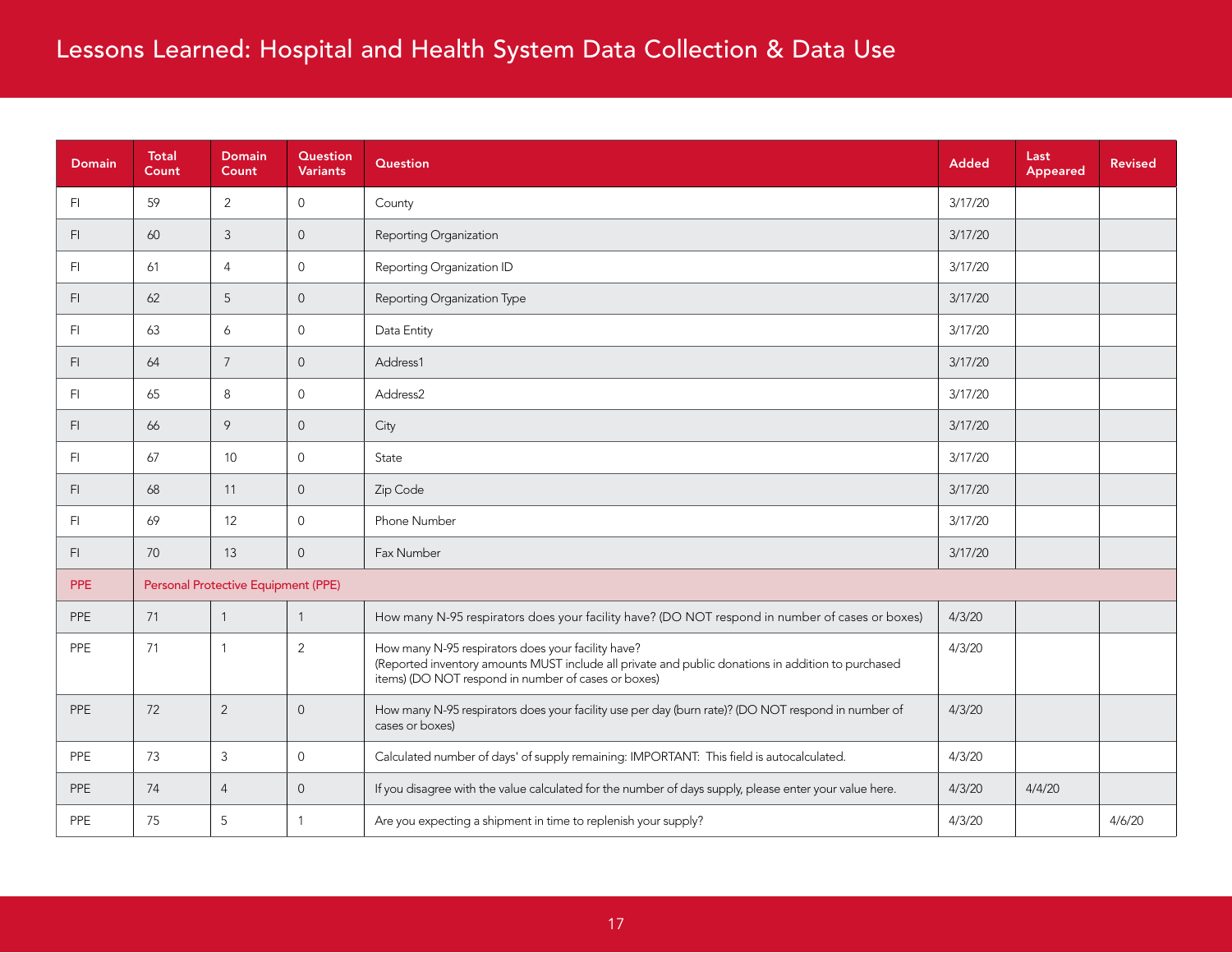# Lessons Learned: Hospital and Health System Data Collection & Data Use

| Domain | Total Count | Domain Count | Question Variants | Question | Added | Last Appeared | Revised |
|---|---|---|---|---|---|---|---|
| FI | 59 | 2 | 0 | County | 3/17/20 | | |
| FI | 60 | 3 | 0 | Reporting Organization | 3/17/20 | | |
| FI | 61 | 4 | 0 | Reporting Organization ID | 3/17/20 | | |
| FI | 62 | 5 | 0 | Reporting Organization Type | 3/17/20 | | |
| FI | 63 | 6 | 0 | Data Entity | 3/17/20 | | |
| FI | 64 | 7 | 0 | Address1 | 3/17/20 | | |
| FI | 65 | 8 | 0 | Address2 | 3/17/20 | | |
| FI | 66 | 9 | 0 | City | 3/17/20 | | |
| FI | 67 | 10 | 0 | State | 3/17/20 | | |
| FI | 68 | 11 | 0 | Zip Code | 3/17/20 | | |
| FI | 69 | 12 | 0 | Phone Number | 3/17/20 | | |
| FI | 70 | 13 | 0 | Fax Number | 3/17/20 | | |
| PPE | Personal Protective Equipment (PPE) | | | | | | |
| PPE | 71 | 1 | 1 | How many N-95 respirators does your facility have? (DO NOT respond in number of cases or boxes) | 4/3/20 | | |
| PPE | 71 | 1 | 2 | How many N-95 respirators does your facility have? (Reported inventory amounts MUST include all private and public donations in addition to purchased items) (DO NOT respond in number of cases or boxes) | 4/3/20 | | |
| PPE | 72 | 2 | 0 | How many N-95 respirators does your facility use per day (burn rate)? (DO NOT respond in number of cases or boxes) | 4/3/20 | | |
| PPE | 73 | 3 | 0 | Calculated number of days' of supply remaining: IMPORTANT: This field is autocalculated. | 4/3/20 | | |
| PPE | 74 | 4 | 0 | If you disagree with the value calculated for the number of days supply, please enter your value here. | 4/3/20 | 4/4/20 | |
| PPE | 75 | 5 | 1 | Are you expecting a shipment in time to replenish your supply? | 4/3/20 | | 4/6/20 |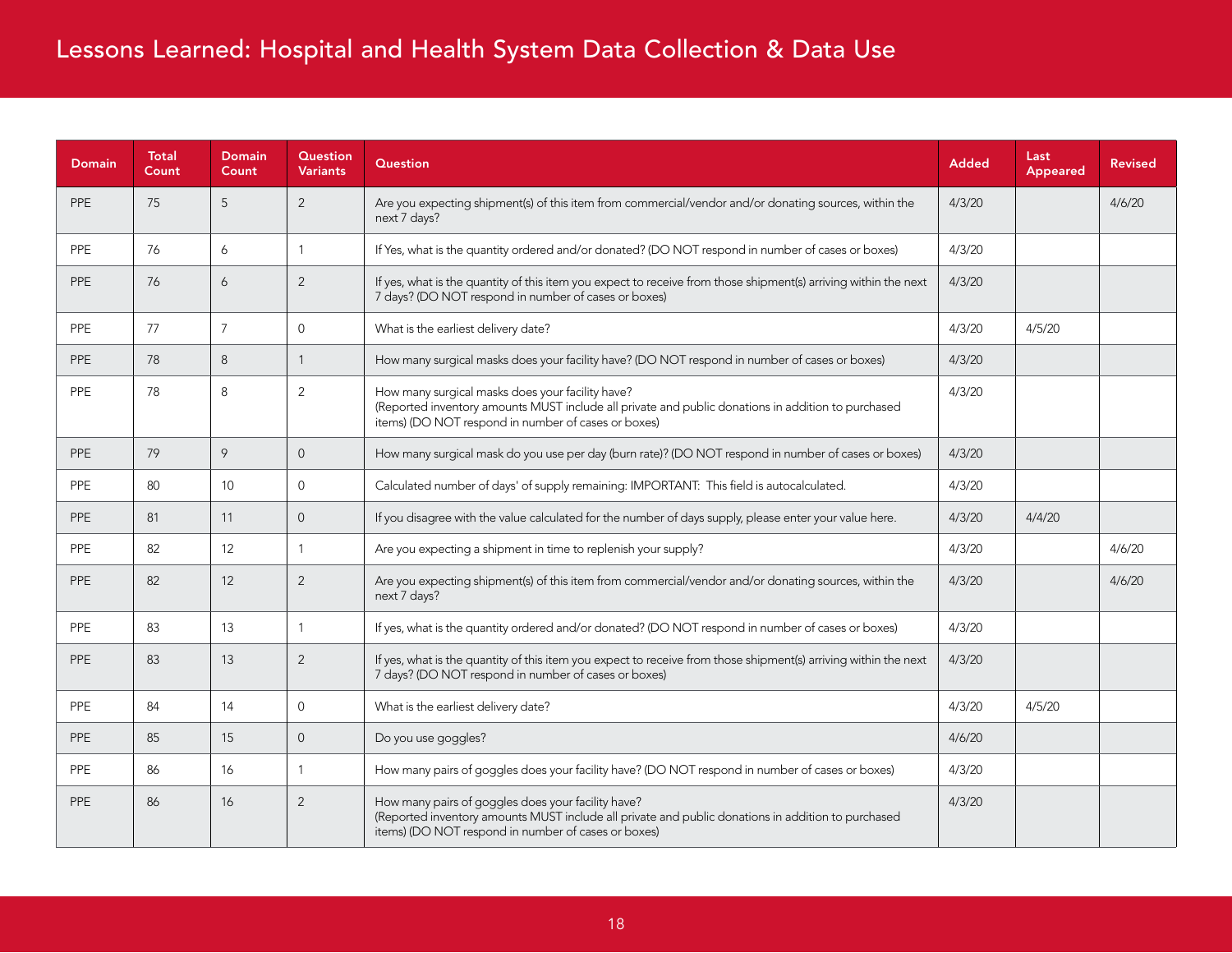| Domain | Total Count | Domain Count | Question Variants | Question | Added | Last Appeared | Revised |
|---|---|---|---|---|---|---|---|
| PPE | 75 | 5 | 2 | Are you expecting shipment(s) of this item from commercial/vendor and/or donating sources, within the next 7 days? | 4/3/20 | | 4/6/20 |
| PPE | 76 | 6 | 1 | If Yes, what is the quantity ordered and/or donated? (DO NOT respond in number of cases or boxes) | 4/3/20 | | |
| PPE | 76 | 6 | 2 | If yes, what is the quantity of this item you expect to receive from those shipment(s) arriving within the next 7 days? (DO NOT respond in number of cases or boxes) | 4/3/20 | | |
| PPE | 77 | 7 | 0 | What is the earliest delivery date? | 4/3/20 | 4/5/20 | |
| PPE | 78 | 8 | 1 | How many surgical masks does your facility have? (DO NOT respond in number of cases or boxes) | 4/3/20 | | |
| PPE | 78 | 8 | 2 | How many surgical masks does your facility have? (Reported inventory amounts MUST include all private and public donations in addition to purchased items) (DO NOT respond in number of cases or boxes) | 4/3/20 | | |
| PPE | 79 | 9 | 0 | How many surgical mask do you use per day (burn rate)? (DO NOT respond in number of cases or boxes) | 4/3/20 | | |
| PPE | 80 | 10 | 0 | Calculated number of days' of supply remaining: IMPORTANT: This field is autocalculated. | 4/3/20 | | |
| PPE | 81 | 11 | 0 | If you disagree with the value calculated for the number of days supply, please enter your value here. | 4/3/20 | 4/4/20 | |
| PPE | 82 | 12 | 1 | Are you expecting a shipment in time to replenish your supply? | 4/3/20 | | 4/6/20 |
| PPE | 82 | 12 | 2 | Are you expecting shipment(s) of this item from commercial/vendor and/or donating sources, within the next 7 days? | 4/3/20 | | 4/6/20 |
| PPE | 83 | 13 | 1 | If yes, what is the quantity ordered and/or donated? (DO NOT respond in number of cases or boxes) | 4/3/20 | | |
| PPE | 83 | 13 | 2 | If yes, what is the quantity of this item you expect to receive from those shipment(s) arriving within the next 7 days? (DO NOT respond in number of cases or boxes) | 4/3/20 | | |
| PPE | 84 | 14 | 0 | What is the earliest delivery date? | 4/3/20 | 4/5/20 | |
| PPE | 85 | 15 | 0 | Do you use goggles? | 4/6/20 | | |
| PPE | 86 | 16 | 1 | How many pairs of goggles does your facility have? (DO NOT respond in number of cases or boxes) | 4/3/20 | | |
| PPE | 86 | 16 | 2 | How many pairs of goggles does your facility have? (Reported inventory amounts MUST include all private and public donations in addition to purchased items) (DO NOT respond in number of cases or boxes) | 4/3/20 | | |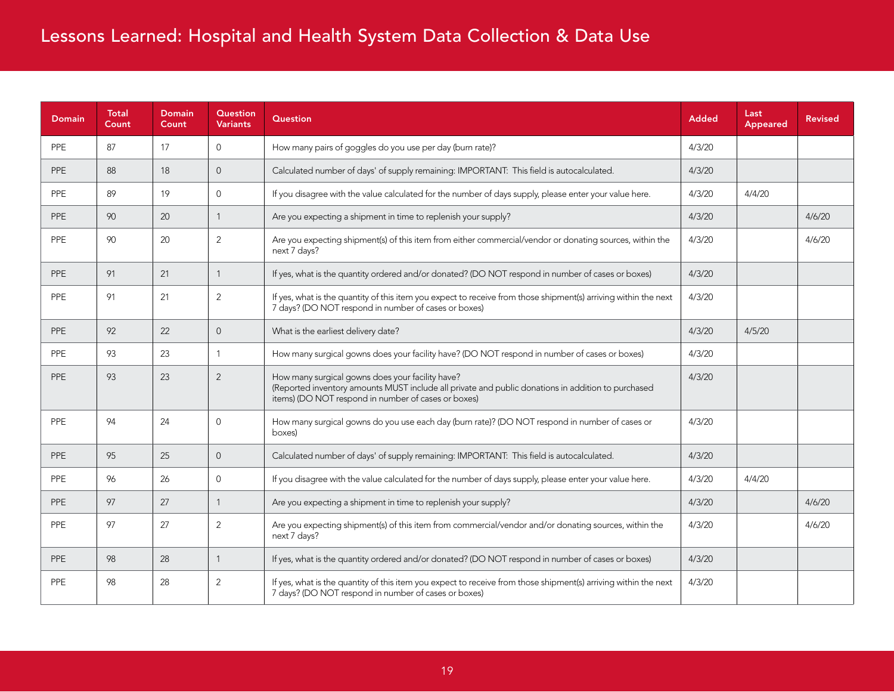# Lessons Learned: Hospital and Health System Data Collection & Data Use

| Domain | Total Count | Domain Count | Question Variants | Question | Added | Last Appeared | Revised |
|---|---|---|---|---|---|---|---|
| PPE | 87 | 17 | 0 | How many pairs of goggles do you use per day (burn rate)? | 4/3/20 | | |
| PPE | 88 | 18 | 0 | Calculated number of days' of supply remaining: IMPORTANT: This field is autocalculated. | 4/3/20 | | |
| PPE | 89 | 19 | 0 | If you disagree with the value calculated for the number of days supply, please enter your value here. | 4/3/20 | 4/4/20 | |
| PPE | 90 | 20 | 1 | Are you expecting a shipment in time to replenish your supply? | 4/3/20 | | 4/6/20 |
| PPE | 90 | 20 | 2 | Are you expecting shipment(s) of this item from either commercial/vendor or donating sources, within the next 7 days? | 4/3/20 | | 4/6/20 |
| PPE | 91 | 21 | 1 | If yes, what is the quantity ordered and/or donated? (DO NOT respond in number of cases or boxes) | 4/3/20 | | |
| PPE | 91 | 21 | 2 | If yes, what is the quantity of this item you expect to receive from those shipment(s) arriving within the next 7 days? (DO NOT respond in number of cases or boxes) | 4/3/20 | | |
| PPE | 92 | 22 | 0 | What is the earliest delivery date? | 4/3/20 | 4/5/20 | |
| PPE | 93 | 23 | 1 | How many surgical gowns does your facility have? (DO NOT respond in number of cases or boxes) | 4/3/20 | | |
| PPE | 93 | 23 | 2 | How many surgical gowns does your facility have? (Reported inventory amounts MUST include all private and public donations in addition to purchased items) (DO NOT respond in number of cases or boxes) | 4/3/20 | | |
| PPE | 94 | 24 | 0 | How many surgical gowns do you use each day (burn rate)? (DO NOT respond in number of cases or boxes) | 4/3/20 | | |
| PPE | 95 | 25 | 0 | Calculated number of days' of supply remaining: IMPORTANT: This field is autocalculated. | 4/3/20 | | |
| PPE | 96 | 26 | 0 | If you disagree with the value calculated for the number of days supply, please enter your value here. | 4/3/20 | 4/4/20 | |
| PPE | 97 | 27 | 1 | Are you expecting a shipment in time to replenish your supply? | 4/3/20 | | 4/6/20 |
| PPE | 97 | 27 | 2 | Are you expecting shipment(s) of this item from commercial/vendor and/or donating sources, within the next 7 days? | 4/3/20 | | 4/6/20 |
| PPE | 98 | 28 | 1 | If yes, what is the quantity ordered and/or donated? (DO NOT respond in number of cases or boxes) | 4/3/20 | | |
| PPE | 98 | 28 | 2 | If yes, what is the quantity of this item you expect to receive from those shipment(s) arriving within the next 7 days? (DO NOT respond in number of cases or boxes) | 4/3/20 | | |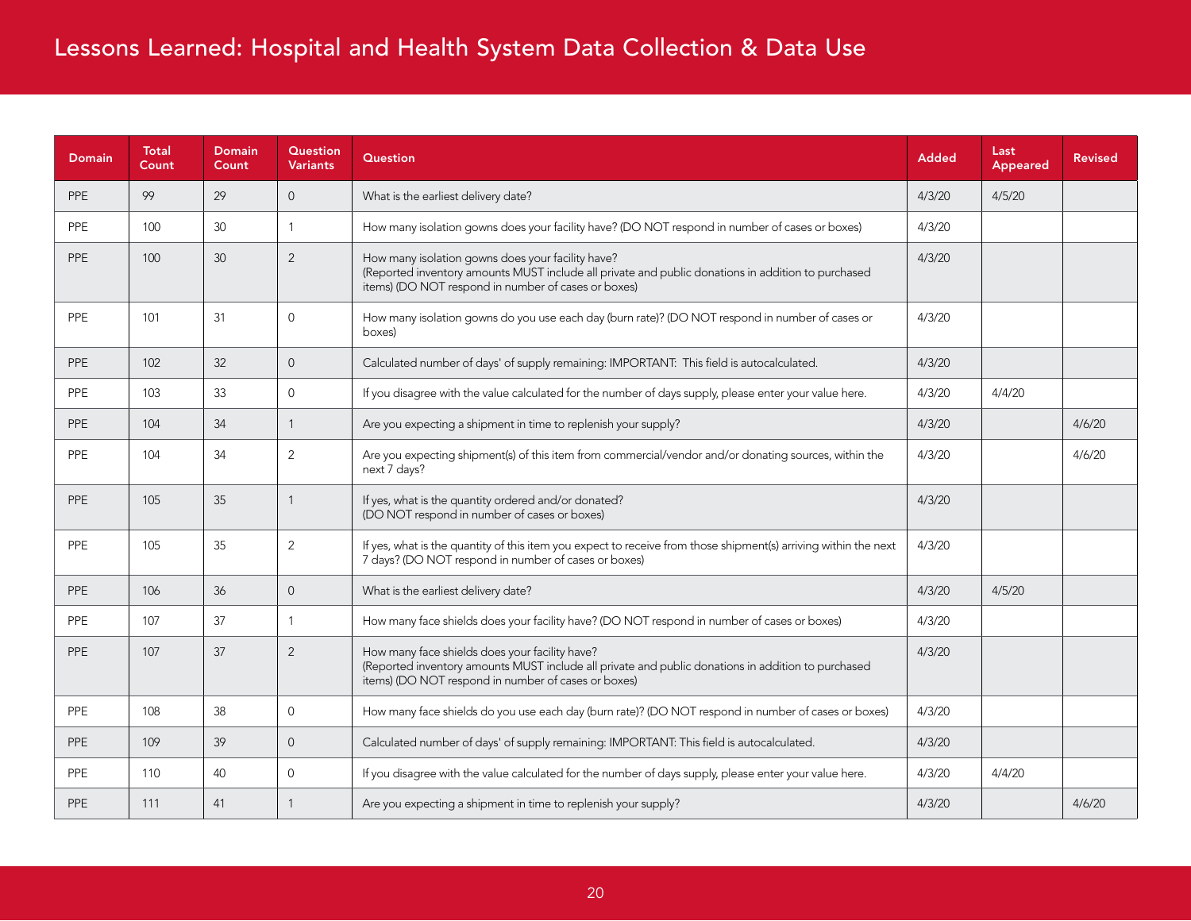# Lessons Learned: Hospital and Health System Data Collection & Data Use

| Domain | Total Count | Domain Count | Question Variants | Question | Added | Last Appeared | Revised |
|---|---|---|---|---|---|---|---|
| PPE | 99 | 29 | 0 | What is the earliest delivery date? | 4/3/20 | 4/5/20 | |
| PPE | 100 | 30 | 1 | How many isolation gowns does your facility have? (DO NOT respond in number of cases or boxes) | 4/3/20 | | |
| PPE | 100 | 30 | 2 | How many isolation gowns does your facility have? (Reported inventory amounts MUST include all private and public donations in addition to purchased items) (DO NOT respond in number of cases or boxes) | 4/3/20 | | |
| PPE | 101 | 31 | 0 | How many isolation gowns do you use each day (burn rate)? (DO NOT respond in number of cases or boxes) | 4/3/20 | | |
| PPE | 102 | 32 | 0 | Calculated number of days' of supply remaining: IMPORTANT: This field is autocalculated. | 4/3/20 | | |
| PPE | 103 | 33 | 0 | If you disagree with the value calculated for the number of days supply, please enter your value here. | 4/3/20 | 4/4/20 | |
| PPE | 104 | 34 | 1 | Are you expecting a shipment in time to replenish your supply? | 4/3/20 | | 4/6/20 |
| PPE | 104 | 34 | 2 | Are you expecting shipment(s) of this item from commercial/vendor and/or donating sources, within the next 7 days? | 4/3/20 | | 4/6/20 |
| PPE | 105 | 35 | 1 | If yes, what is the quantity ordered and/or donated? (DO NOT respond in number of cases or boxes) | 4/3/20 | | |
| PPE | 105 | 35 | 2 | If yes, what is the quantity of this item you expect to receive from those shipment(s) arriving within the next 7 days? (DO NOT respond in number of cases or boxes) | 4/3/20 | | |
| PPE | 106 | 36 | 0 | What is the earliest delivery date? | 4/3/20 | 4/5/20 | |
| PPE | 107 | 37 | 1 | How many face shields does your facility have? (DO NOT respond in number of cases or boxes) | 4/3/20 | | |
| PPE | 107 | 37 | 2 | How many face shields does your facility have? (Reported inventory amounts MUST include all private and public donations in addition to purchased items) (DO NOT respond in number of cases or boxes) | 4/3/20 | | |
| PPE | 108 | 38 | 0 | How many face shields do you use each day (burn rate)? (DO NOT respond in number of cases or boxes) | 4/3/20 | | |
| PPE | 109 | 39 | 0 | Calculated number of days' of supply remaining: IMPORTANT: This field is autocalculated. | 4/3/20 | | |
| PPE | 110 | 40 | 0 | If you disagree with the value calculated for the number of days supply, please enter your value here. | 4/3/20 | 4/4/20 | |
| PPE | 111 | 41 | 1 | Are you expecting a shipment in time to replenish your supply? | 4/3/20 | | 4/6/20 |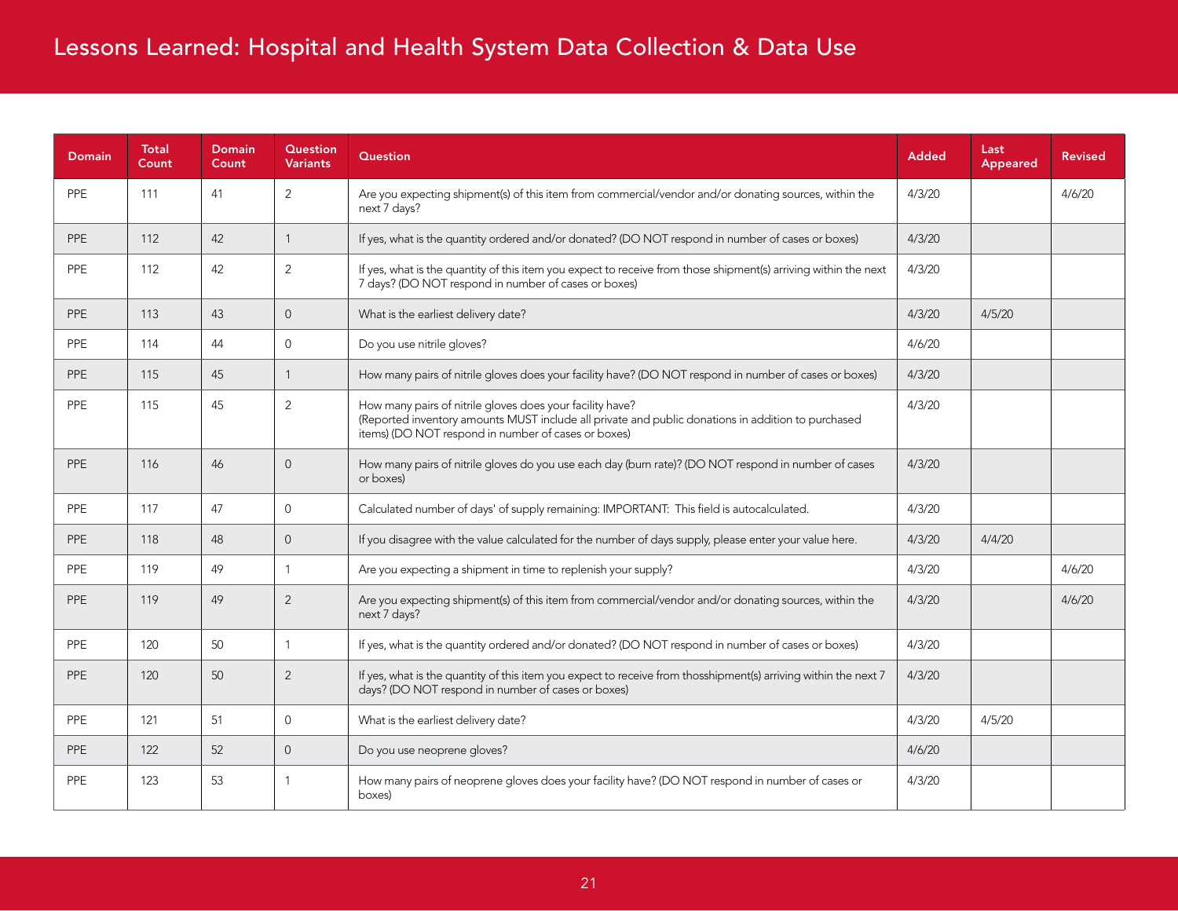| Domain | Total Count | Domain Count | Question Variants | Question | Added | Last Appeared | Revised |
|---|---|---|---|---|---|---|---|
| PPE | 111 | 41 | 2 | Are you expecting shipment(s) of this item from commercial/vendor and/or donating sources, within the next 7 days? | 4/3/20 | | 4/6/20 |
| PPE | 112 | 42 | 1 | If yes, what is the quantity ordered and/or donated? (DO NOT respond in number of cases or boxes) | 4/3/20 | | |
| PPE | 112 | 42 | 2 | If yes, what is the quantity of this item you expect to receive from those shipment(s) arriving within the next 7 days? (DO NOT respond in number of cases or boxes) | 4/3/20 | | |
| PPE | 113 | 43 | 0 | What is the earliest delivery date? | 4/3/20 | 4/5/20 | |
| PPE | 114 | 44 | 0 | Do you use nitrile gloves? | 4/6/20 | | |
| PPE | 115 | 45 | 1 | How many pairs of nitrile gloves does your facility have? (DO NOT respond in number of cases or boxes) | 4/3/20 | | |
| PPE | 115 | 45 | 2 | How many pairs of nitrile gloves does your facility have? (Reported inventory amounts MUST include all private and public donations in addition to purchased items) (DO NOT respond in number of cases or boxes) | 4/3/20 | | |
| PPE | 116 | 46 | 0 | How many pairs of nitrile gloves do you use each day (burn rate)? (DO NOT respond in number of cases or boxes) | 4/3/20 | | |
| PPE | 117 | 47 | 0 | Calculated number of days' of supply remaining: IMPORTANT: This field is autocalculated. | 4/3/20 | | |
| PPE | 118 | 48 | 0 | If you disagree with the value calculated for the number of days supply, please enter your value here. | 4/3/20 | 4/4/20 | |
| PPE | 119 | 49 | 1 | Are you expecting a shipment in time to replenish your supply? | 4/3/20 | | 4/6/20 |
| PPE | 119 | 49 | 2 | Are you expecting shipment(s) of this item from commercial/vendor and/or donating sources, within the next 7 days? | 4/3/20 | | 4/6/20 |
| PPE | 120 | 50 | 1 | If yes, what is the quantity ordered and/or donated? (DO NOT respond in number of cases or boxes) | 4/3/20 | | |
| PPE | 120 | 50 | 2 | If yes, what is the quantity of this item you expect to receive from thosshipment(s) arriving within the next 7 days? (DO NOT respond in number of cases or boxes) | 4/3/20 | | |
| PPE | 121 | 51 | 0 | What is the earliest delivery date? | 4/3/20 | 4/5/20 | |
| PPE | 122 | 52 | 0 | Do you use neoprene gloves? | 4/6/20 | | |
| PPE | 123 | 53 | 1 | How many pairs of neoprene gloves does your facility have? (DO NOT respond in number of cases or boxes) | 4/3/20 | | |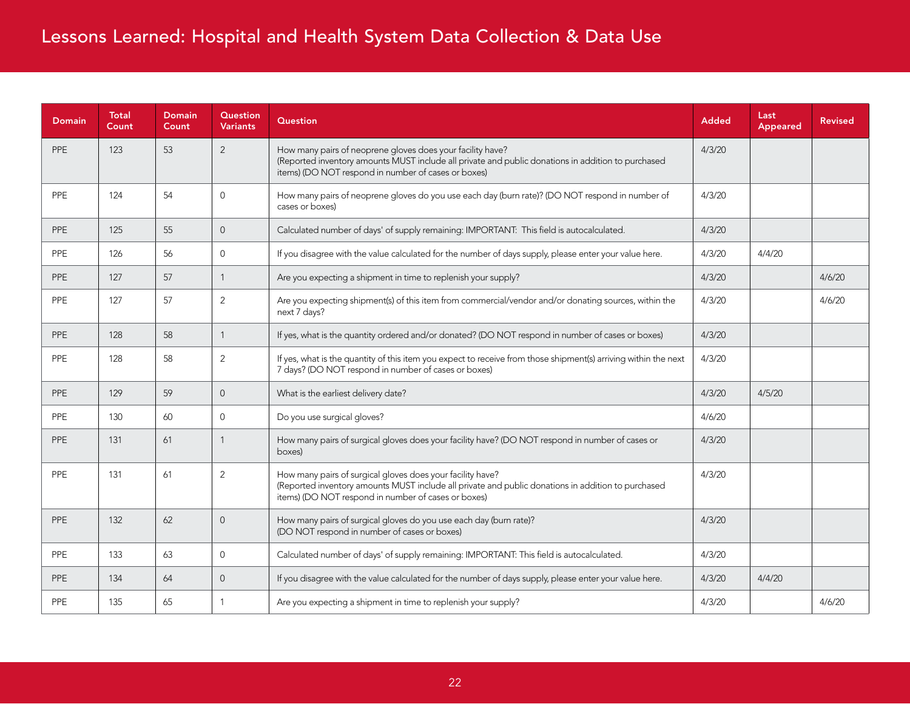# Lessons Learned: Hospital and Health System Data Collection & Data Use

| Domain | Total Count | Domain Count | Question Variants | Question | Added | Last Appeared | Revised |
|---|---|---|---|---|---|---|---|
| PPE | 123 | 53 | 2 | How many pairs of neoprene gloves does your facility have? (Reported inventory amounts MUST include all private and public donations in addition to purchased items) (DO NOT respond in number of cases or boxes) | 4/3/20 | | |
| PPE | 124 | 54 | 0 | How many pairs of neoprene gloves do you use each day (burn rate)? (DO NOT respond in number of cases or boxes) | 4/3/20 | | |
| PPE | 125 | 55 | 0 | Calculated number of days' of supply remaining: IMPORTANT: This field is autocalculated. | 4/3/20 | | |
| PPE | 126 | 56 | 0 | If you disagree with the value calculated for the number of days supply, please enter your value here. | 4/3/20 | 4/4/20 | |
| PPE | 127 | 57 | 1 | Are you expecting a shipment in time to replenish your supply? | 4/3/20 | | 4/6/20 |
| PPE | 127 | 57 | 2 | Are you expecting shipment(s) of this item from commercial/vendor and/or donating sources, within the next 7 days? | 4/3/20 | | 4/6/20 |
| PPE | 128 | 58 | 1 | If yes, what is the quantity ordered and/or donated? (DO NOT respond in number of cases or boxes) | 4/3/20 | | |
| PPE | 128 | 58 | 2 | If yes, what is the quantity of this item you expect to receive from those shipment(s) arriving within the next 7 days? (DO NOT respond in number of cases or boxes) | 4/3/20 | | |
| PPE | 129 | 59 | 0 | What is the earliest delivery date? | 4/3/20 | 4/5/20 | |
| PPE | 130 | 60 | 0 | Do you use surgical gloves? | 4/6/20 | | |
| PPE | 131 | 61 | 1 | How many pairs of surgical gloves does your facility have? (DO NOT respond in number of cases or boxes) | 4/3/20 | | |
| PPE | 131 | 61 | 2 | How many pairs of surgical gloves does your facility have? (Reported inventory amounts MUST include all private and public donations in addition to purchased items) (DO NOT respond in number of cases or boxes) | 4/3/20 | | |
| PPE | 132 | 62 | 0 | How many pairs of surgical gloves do you use each day (burn rate)? (DO NOT respond in number of cases or boxes) | 4/3/20 | | |
| PPE | 133 | 63 | 0 | Calculated number of days' of supply remaining: IMPORTANT: This field is autocalculated. | 4/3/20 | | |
| PPE | 134 | 64 | 0 | If you disagree with the value calculated for the number of days supply, please enter your value here. | 4/3/20 | 4/4/20 | |
| PPE | 135 | 65 | 1 | Are you expecting a shipment in time to replenish your supply? | 4/3/20 | | 4/6/20 |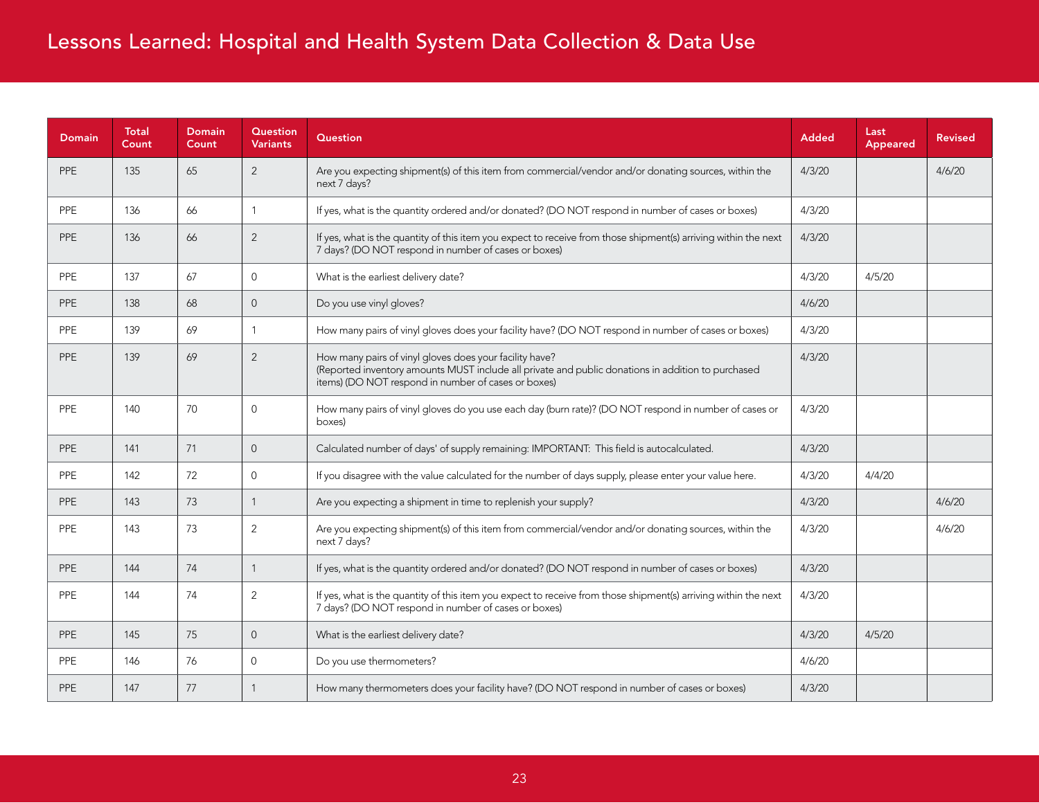| Domain | Total Count | Domain Count | Question Variants | Question | Added | Last Appeared | Revised |
|---|---|---|---|---|---|---|---|
| PPE | 135 | 65 | 2 | Are you expecting shipment(s) of this item from commercial/vendor and/or donating sources, within the next 7 days? | 4/3/20 | | 4/6/20 |
| PPE | 136 | 66 | 1 | If yes, what is the quantity ordered and/or donated? (DO NOT respond in number of cases or boxes) | 4/3/20 | | |
| PPE | 136 | 66 | 2 | If yes, what is the quantity of this item you expect to receive from those shipment(s) arriving within the next 7 days? (DO NOT respond in number of cases or boxes) | 4/3/20 | | |
| PPE | 137 | 67 | 0 | What is the earliest delivery date? | 4/3/20 | 4/5/20 | |
| PPE | 138 | 68 | 0 | Do you use vinyl gloves? | 4/6/20 | | |
| PPE | 139 | 69 | 1 | How many pairs of vinyl gloves does your facility have? (DO NOT respond in number of cases or boxes) | 4/3/20 | | |
| PPE | 139 | 69 | 2 | How many pairs of vinyl gloves does your facility have? (Reported inventory amounts MUST include all private and public donations in addition to purchased items) (DO NOT respond in number of cases or boxes) | 4/3/20 | | |
| PPE | 140 | 70 | 0 | How many pairs of vinyl gloves do you use each day (burn rate)? (DO NOT respond in number of cases or boxes) | 4/3/20 | | |
| PPE | 141 | 71 | 0 | Calculated number of days' of supply remaining: IMPORTANT: This field is autocalculated. | 4/3/20 | | |
| PPE | 142 | 72 | 0 | If you disagree with the value calculated for the number of days supply, please enter your value here. | 4/3/20 | 4/4/20 | |
| PPE | 143 | 73 | 1 | Are you expecting a shipment in time to replenish your supply? | 4/3/20 | | 4/6/20 |
| PPE | 143 | 73 | 2 | Are you expecting shipment(s) of this item from commercial/vendor and/or donating sources, within the next 7 days? | 4/3/20 | | 4/6/20 |
| PPE | 144 | 74 | 1 | If yes, what is the quantity ordered and/or donated? (DO NOT respond in number of cases or boxes) | 4/3/20 | | |
| PPE | 144 | 74 | 2 | If yes, what is the quantity of this item you expect to receive from those shipment(s) arriving within the next 7 days? (DO NOT respond in number of cases or boxes) | 4/3/20 | | |
| PPE | 145 | 75 | 0 | What is the earliest delivery date? | 4/3/20 | 4/5/20 | |
| PPE | 146 | 76 | 0 | Do you use thermometers? | 4/6/20 | | |
| PPE | 147 | 77 | 1 | How many thermometers does your facility have? (DO NOT respond in number of cases or boxes) | 4/3/20 | | |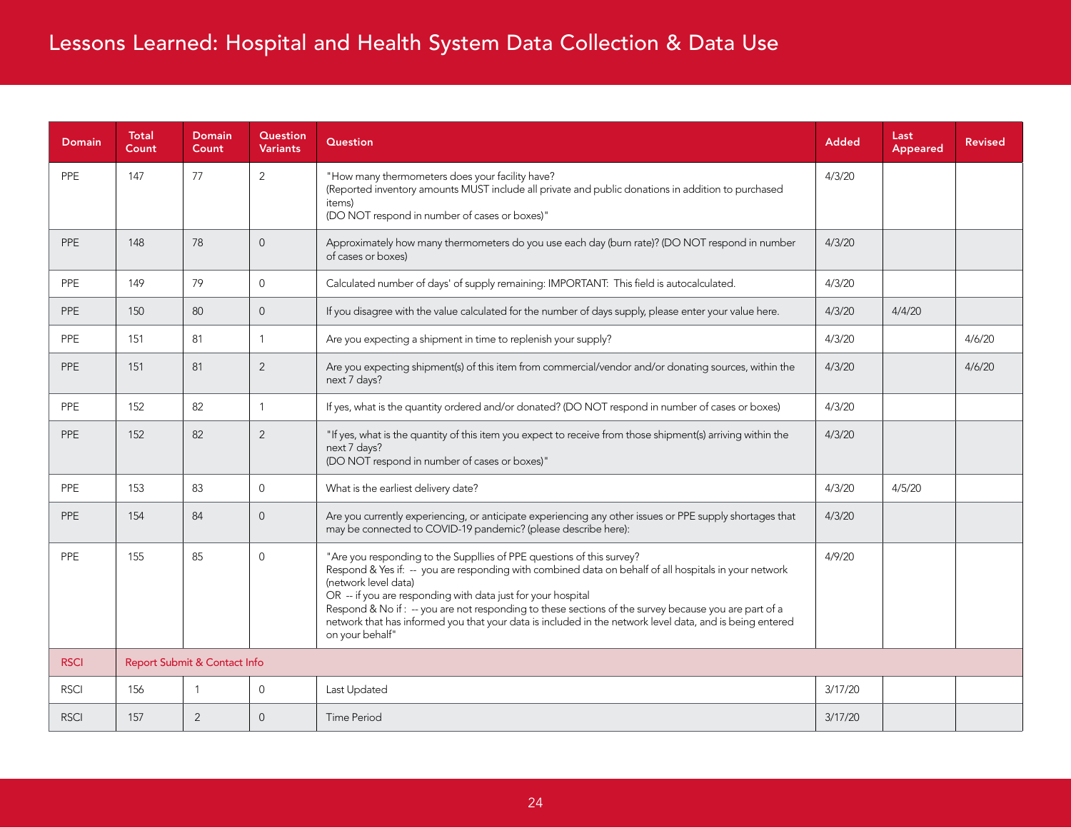# Lessons Learned: Hospital and Health System Data Collection & Data Use

| Domain | Total Count | Domain Count | Question Variants | Question | Added | Last Appeared | Revised |
|---|---|---|---|---|---|---|---|
| PPE | 147 | 77 | 2 | "How many thermometers does your facility have?<br>(Reported inventory amounts MUST include all private and public donations in addition to purchased items)<br>(DO NOT respond in number of cases or boxes)" | 4/3/20 | | |
| PPE | 148 | 78 | 0 | Approximately how many thermometers do you use each day (burn rate)? (DO NOT respond in number of cases or boxes) | 4/3/20 | | |
| PPE | 149 | 79 | 0 | Calculated number of days' of supply remaining: IMPORTANT: This field is autocalculated. | 4/3/20 | | |
| PPE | 150 | 80 | 0 | If you disagree with the value calculated for the number of days supply, please enter your value here. | 4/3/20 | 4/4/20 | |
| PPE | 151 | 81 | 1 | Are you expecting a shipment in time to replenish your supply? | 4/3/20 | | 4/6/20 |
| PPE | 151 | 81 | 2 | Are you expecting shipment(s) of this item from commercial/vendor and/or donating sources, within the next 7 days? | 4/3/20 | | 4/6/20 |
| PPE | 152 | 82 | 1 | If yes, what is the quantity ordered and/or donated? (DO NOT respond in number of cases or boxes) | 4/3/20 | | |
| PPE | 152 | 82 | 2 | "If yes, what is the quantity of this item you expect to receive from those shipment(s) arriving within the next 7 days?<br>(DO NOT respond in number of cases or boxes)" | 4/3/20 | | |
| PPE | 153 | 83 | 0 | What is the earliest delivery date? | 4/3/20 | 4/5/20 | |
| PPE | 154 | 84 | 0 | Are you currently experiencing, or anticipate experiencing any other issues or PPE supply shortages that may be connected to COVID-19 pandemic? (please describe here): | 4/3/20 | | |
| PPE | 155 | 85 | 0 | "Are you responding to the Suppllies of PPE questions of this survey?<br>Respond & Yes if: -- you are responding with combined data on behalf of all hospitals in your network (network level data)<br>OR -- if you are responding with data just for your hospital<br>Respond & No if : -- you are not responding to these sections of the survey because you are part of a network that has informed you that your data is included in the network level data, and is being entered on your behalf" | 4/9/20 | | |
| RSCI | Report Submit & Contact Info | | | | | | |
| RSCI | 156 | 1 | 0 | Last Updated | 3/17/20 | | |
| RSCI | 157 | 2 | 0 | Time Period | 3/17/20 | | |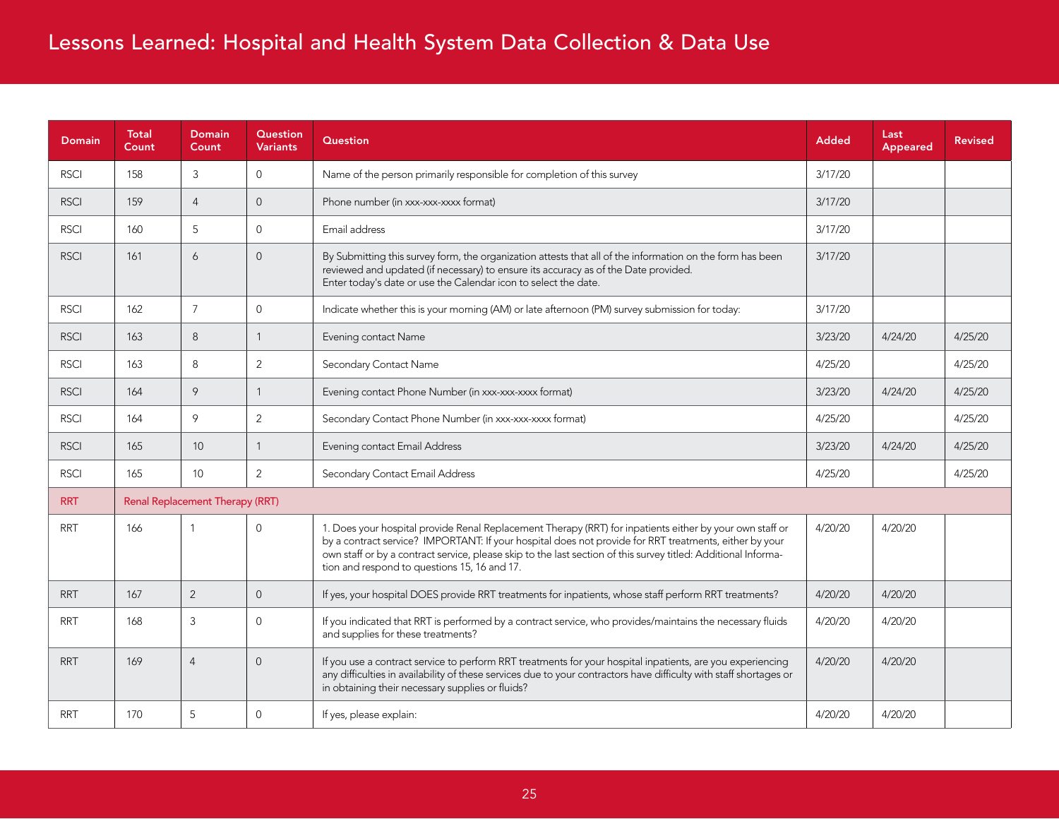# Lessons Learned: Hospital and Health System Data Collection & Data Use

| Domain | Total Count | Domain Count | Question Variants | Question | Added | Last Appeared | Revised |
|---|---|---|---|---|---|---|---|
| RSCI | 158 | 3 | 0 | Name of the person primarily responsible for completion of this survey | 3/17/20 | | |
| RSCI | 159 | 4 | 0 | Phone number (in xxx-xxx-xxxx format) | 3/17/20 | | |
| RSCI | 160 | 5 | 0 | Email address | 3/17/20 | | |
| RSCI | 161 | 6 | 0 | By Submitting this survey form, the organization attests that all of the information on the form has been reviewed and updated (if necessary) to ensure its accuracy as of the Date provided. Enter today's date or use the Calendar icon to select the date. | 3/17/20 | | |
| RSCI | 162 | 7 | 0 | Indicate whether this is your morning (AM) or late afternoon (PM) survey submission for today: | 3/17/20 | | |
| RSCI | 163 | 8 | 1 | Evening contact Name | 3/23/20 | 4/24/20 | 4/25/20 |
| RSCI | 163 | 8 | 2 | Secondary Contact Name | 4/25/20 | | 4/25/20 |
| RSCI | 164 | 9 | 1 | Evening contact Phone Number (in xxx-xxx-xxxx format) | 3/23/20 | 4/24/20 | 4/25/20 |
| RSCI | 164 | 9 | 2 | Secondary Contact Phone Number (in xxx-xxx-xxxx format) | 4/25/20 | | 4/25/20 |
| RSCI | 165 | 10 | 1 | Evening contact Email Address | 3/23/20 | 4/24/20 | 4/25/20 |
| RSCI | 165 | 10 | 2 | Secondary Contact Email Address | 4/25/20 | | 4/25/20 |
| RRT | Renal Replacement Therapy (RRT) | | | | | | |
| RRT | 166 | 1 | 0 | 1. Does your hospital provide Renal Replacement Therapy (RRT) for inpatients either by your own staff or by a contract service? IMPORTANT: If your hospital does not provide for RRT treatments, either by your own staff or by a contract service, please skip to the last section of this survey titled: Additional Information and respond to questions 15, 16 and 17. | 4/20/20 | 4/20/20 | |
| RRT | 167 | 2 | 0 | If yes, your hospital DOES provide RRT treatments for inpatients, whose staff perform RRT treatments? | 4/20/20 | 4/20/20 | |
| RRT | 168 | 3 | 0 | If you indicated that RRT is performed by a contract service, who provides/maintains the necessary fluids and supplies for these treatments? | 4/20/20 | 4/20/20 | |
| RRT | 169 | 4 | 0 | If you use a contract service to perform RRT treatments for your hospital inpatients, are you experiencing any difficulties in availability of these services due to your contractors have difficulty with staff shortages or in obtaining their necessary supplies or fluids? | 4/20/20 | 4/20/20 | |
| RRT | 170 | 5 | 0 | If yes, please explain: | 4/20/20 | 4/20/20 | |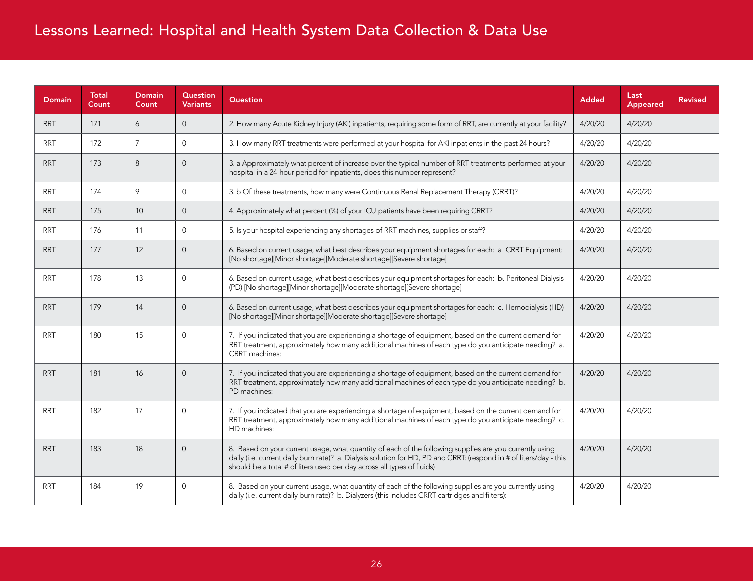| Domain | Total Count | Domain Count | Question Variants | Question | Added | Last Appeared | Revised |
|---|---|---|---|---|---|---|---|
| RRT | 171 | 6 | 0 | 2. How many Acute Kidney Injury (AKI) inpatients, requiring some form of RRT, are currently at your facility? | 4/20/20 | 4/20/20 | |
| RRT | 172 | 7 | 0 | 3. How many RRT treatments were performed at your hospital for AKI inpatients in the past 24 hours? | 4/20/20 | 4/20/20 | |
| RRT | 173 | 8 | 0 | 3. a Approximately what percent of increase over the typical number of RRT treatments performed at your hospital in a 24-hour period for inpatients, does this number represent? | 4/20/20 | 4/20/20 | |
| RRT | 174 | 9 | 0 | 3. b Of these treatments, how many were Continuous Renal Replacement Therapy (CRRT)? | 4/20/20 | 4/20/20 | |
| RRT | 175 | 10 | 0 | 4. Approximately what percent (%) of your ICU patients have been requiring CRRT? | 4/20/20 | 4/20/20 | |
| RRT | 176 | 11 | 0 | 5. Is your hospital experiencing any shortages of RRT machines, supplies or staff? | 4/20/20 | 4/20/20 | |
| RRT | 177 | 12 | 0 | 6. Based on current usage, what best describes your equipment shortages for each: a. CRRT Equipment: [No shortage][Minor shortage][Moderate shortage][Severe shortage] | 4/20/20 | 4/20/20 | |
| RRT | 178 | 13 | 0 | 6. Based on current usage, what best describes your equipment shortages for each: b. Peritoneal Dialysis (PD) [No shortage][Minor shortage][Moderate shortage][Severe shortage] | 4/20/20 | 4/20/20 | |
| RRT | 179 | 14 | 0 | 6. Based on current usage, what best describes your equipment shortages for each: c. Hemodialysis (HD) [No shortage][Minor shortage][Moderate shortage][Severe shortage] | 4/20/20 | 4/20/20 | |
| RRT | 180 | 15 | 0 | 7. If you indicated that you are experiencing a shortage of equipment, based on the current demand for RRT treatment, approximately how many additional machines of each type do you anticipate needing? a. CRRT machines: | 4/20/20 | 4/20/20 | |
| RRT | 181 | 16 | 0 | 7. If you indicated that you are experiencing a shortage of equipment, based on the current demand for RRT treatment, approximately how many additional machines of each type do you anticipate needing? b. PD machines: | 4/20/20 | 4/20/20 | |
| RRT | 182 | 17 | 0 | 7. If you indicated that you are experiencing a shortage of equipment, based on the current demand for RRT treatment, approximately how many additional machines of each type do you anticipate needing? c. HD machines: | 4/20/20 | 4/20/20 | |
| RRT | 183 | 18 | 0 | 8. Based on your current usage, what quantity of each of the following supplies are you currently using daily (i.e. current daily burn rate)? a. Dialysis solution for HD, PD and CRRT: (respond in # of liters/day - this should be a total # of liters used per day across all types of fluids) | 4/20/20 | 4/20/20 | |
| RRT | 184 | 19 | 0 | 8. Based on your current usage, what quantity of each of the following supplies are you currently using daily (i.e. current daily burn rate)? b. Dialyzers (this includes CRRT cartridges and filters): | 4/20/20 | 4/20/20 | |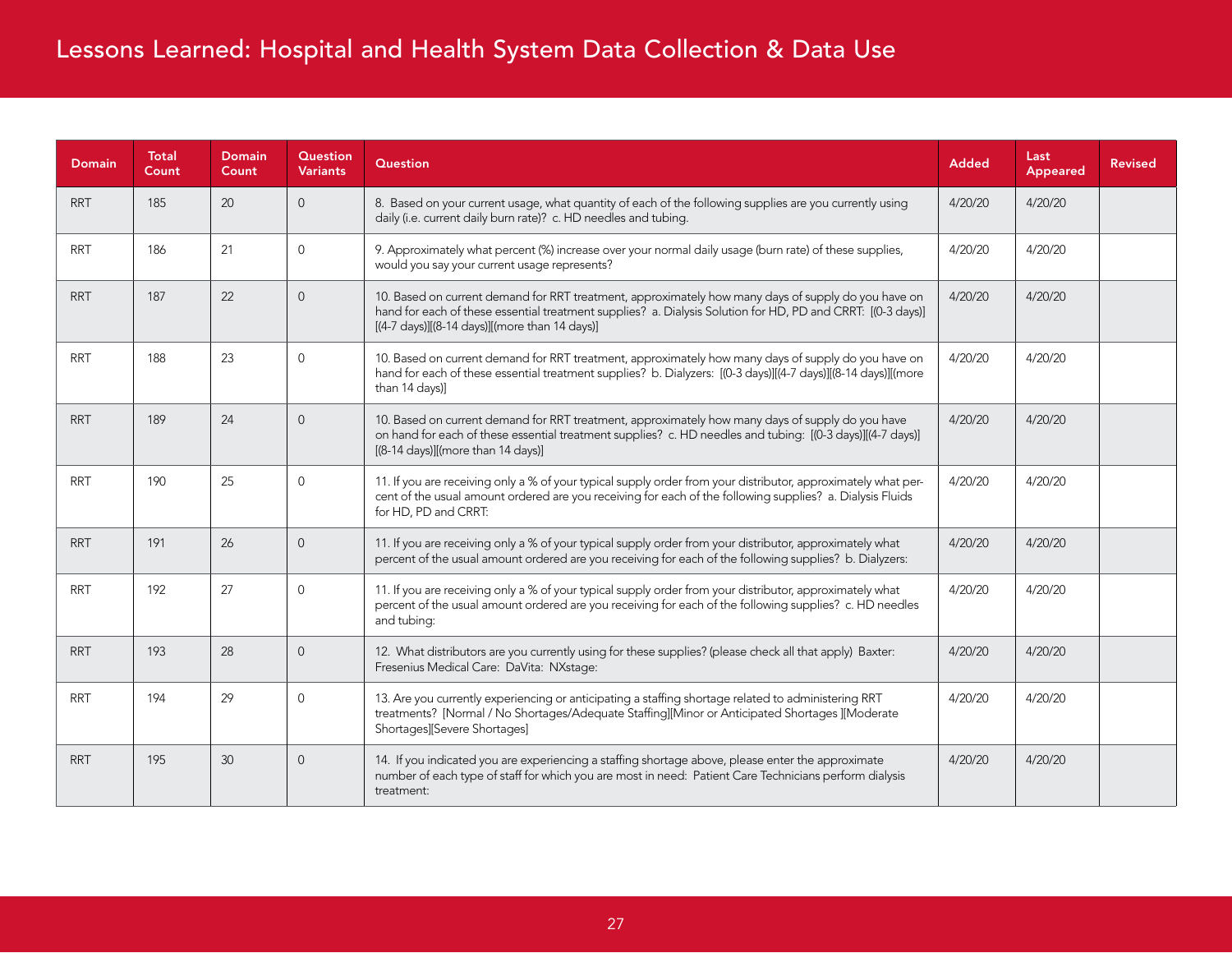# Lessons Learned: Hospital and Health System Data Collection & Data Use

| Domain | Total Count | Domain Count | Question Variants | Question | Added | Last Appeared | Revised |
|---|---|---|---|---|---|---|---|
| RRT | 185 | 20 | 0 | 8. Based on your current usage, what quantity of each of the following supplies are you currently using daily (i.e. current daily burn rate)? c. HD needles and tubing. | 4/20/20 | 4/20/20 | |
| RRT | 186 | 21 | 0 | 9. Approximately what percent (%) increase over your normal daily usage (burn rate) of these supplies, would you say your current usage represents? | 4/20/20 | 4/20/20 | |
| RRT | 187 | 22 | 0 | 10. Based on current demand for RRT treatment, approximately how many days of supply do you have on hand for each of these essential treatment supplies? a. Dialysis Solution for HD, PD and CRRT: [(0-3 days)][(4-7 days)][(8-14 days)][(more than 14 days)] | 4/20/20 | 4/20/20 | |
| RRT | 188 | 23 | 0 | 10. Based on current demand for RRT treatment, approximately how many days of supply do you have on hand for each of these essential treatment supplies? b. Dialyzers: [(0-3 days)][(4-7 days)][(8-14 days)][(more than 14 days)] | 4/20/20 | 4/20/20 | |
| RRT | 189 | 24 | 0 | 10. Based on current demand for RRT treatment, approximately how many days of supply do you have on hand for each of these essential treatment supplies? c. HD needles and tubing: [(0-3 days)][(4-7 days)][(8-14 days)][(more than 14 days)] | 4/20/20 | 4/20/20 | |
| RRT | 190 | 25 | 0 | 11. If you are receiving only a % of your typical supply order from your distributor, approximately what percent of the usual amount ordered are you receiving for each of the following supplies? a. Dialysis Fluids for HD, PD and CRRT: | 4/20/20 | 4/20/20 | |
| RRT | 191 | 26 | 0 | 11. If you are receiving only a % of your typical supply order from your distributor, approximately what percent of the usual amount ordered are you receiving for each of the following supplies? b. Dialyzers: | 4/20/20 | 4/20/20 | |
| RRT | 192 | 27 | 0 | 11. If you are receiving only a % of your typical supply order from your distributor, approximately what percent of the usual amount ordered are you receiving for each of the following supplies? c. HD needles and tubing: | 4/20/20 | 4/20/20 | |
| RRT | 193 | 28 | 0 | 12. What distributors are you currently using for these supplies? (please check all that apply) Baxter: Fresenius Medical Care: DaVita: NXstage: | 4/20/20 | 4/20/20 | |
| RRT | 194 | 29 | 0 | 13. Are you currently experiencing or anticipating a staffing shortage related to administering RRT treatments? [Normal / No Shortages/Adequate Staffing][Minor or Anticipated Shortages ][Moderate Shortages][Severe Shortages] | 4/20/20 | 4/20/20 | |
| RRT | 195 | 30 | 0 | 14. If you indicated you are experiencing a staffing shortage above, please enter the approximate number of each type of staff for which you are most in need: Patient Care Technicians perform dialysis treatment: | 4/20/20 | 4/20/20 | |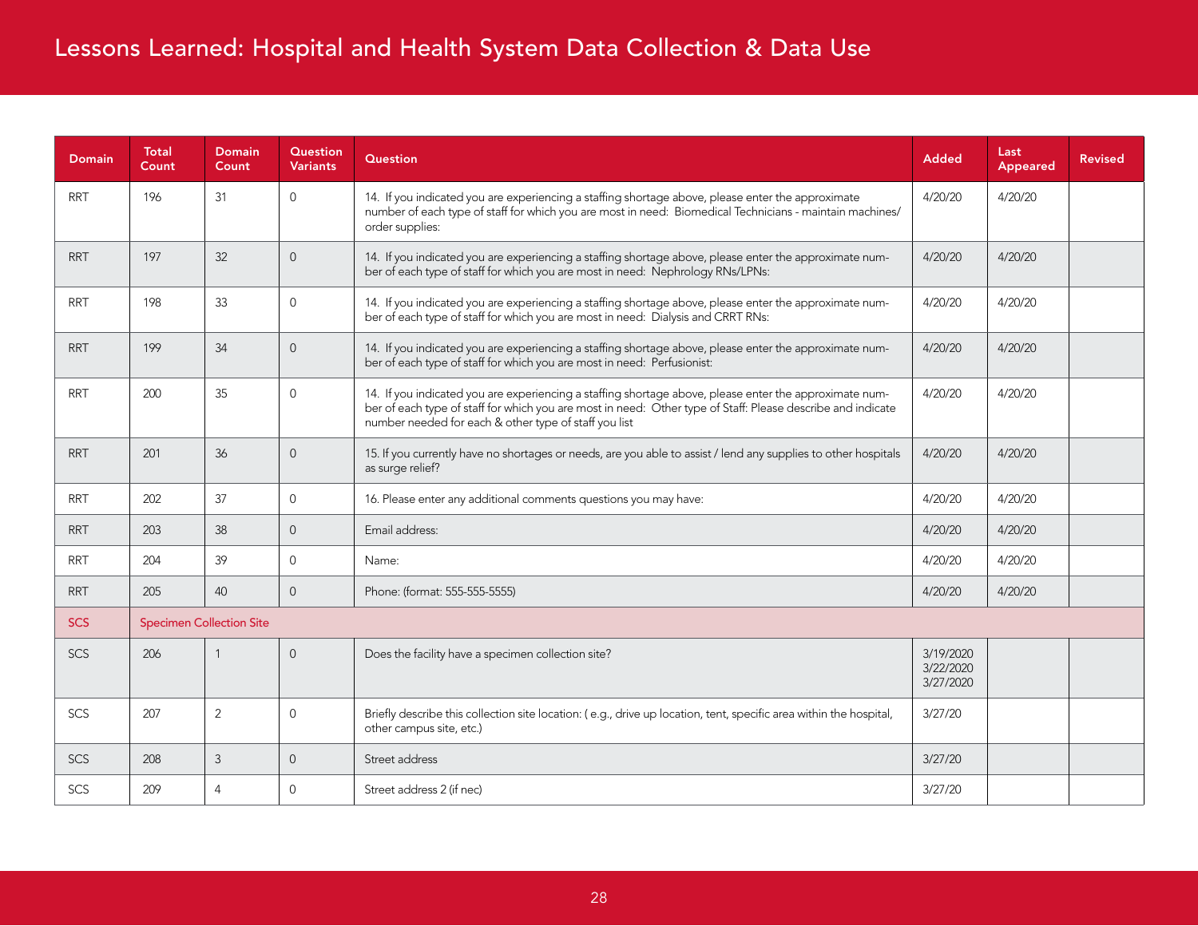| Domain | Total Count | Domain Count | Question Variants | Question | Added | Last Appeared | Revised |
|---|---|---|---|---|---|---|---|
| RRT | 196 | 31 | 0 | 14. If you indicated you are experiencing a staffing shortage above, please enter the approximate number of each type of staff for which you are most in need: Biomedical Technicians - maintain machines/ order supplies: | 4/20/20 | 4/20/20 | |
| RRT | 197 | 32 | 0 | 14. If you indicated you are experiencing a staffing shortage above, please enter the approximate number of each type of staff for which you are most in need: Nephrology RNs/LPNs: | 4/20/20 | 4/20/20 | |
| RRT | 198 | 33 | 0 | 14. If you indicated you are experiencing a staffing shortage above, please enter the approximate number of each type of staff for which you are most in need: Dialysis and CRRT RNs: | 4/20/20 | 4/20/20 | |
| RRT | 199 | 34 | 0 | 14. If you indicated you are experiencing a staffing shortage above, please enter the approximate number of each type of staff for which you are most in need: Perfusionist: | 4/20/20 | 4/20/20 | |
| RRT | 200 | 35 | 0 | 14. If you indicated you are experiencing a staffing shortage above, please enter the approximate number of each type of staff for which you are most in need: Other type of Staff: Please describe and indicate number needed for each & other type of staff you list | 4/20/20 | 4/20/20 | |
| RRT | 201 | 36 | 0 | 15. If you currently have no shortages or needs, are you able to assist / lend any supplies to other hospitals as surge relief? | 4/20/20 | 4/20/20 | |
| RRT | 202 | 37 | 0 | 16. Please enter any additional comments questions you may have: | 4/20/20 | 4/20/20 | |
| RRT | 203 | 38 | 0 | Email address: | 4/20/20 | 4/20/20 | |
| RRT | 204 | 39 | 0 | Name: | 4/20/20 | 4/20/20 | |
| RRT | 205 | 40 | 0 | Phone: (format: 555-555-5555) | 4/20/20 | 4/20/20 | |
| SCS | Specimen Collection Site | | | | | | |
| SCS | 206 | 1 | 0 | Does the facility have a specimen collection site? | 3/19/2020 3/22/2020 3/27/2020 | | |
| SCS | 207 | 2 | 0 | Briefly describe this collection site location: ( e.g., drive up location, tent, specific area within the hospital, other campus site, etc.) | 3/27/20 | | |
| SCS | 208 | 3 | 0 | Street address | 3/27/20 | | |
| SCS | 209 | 4 | 0 | Street address 2 (if nec) | 3/27/20 | | |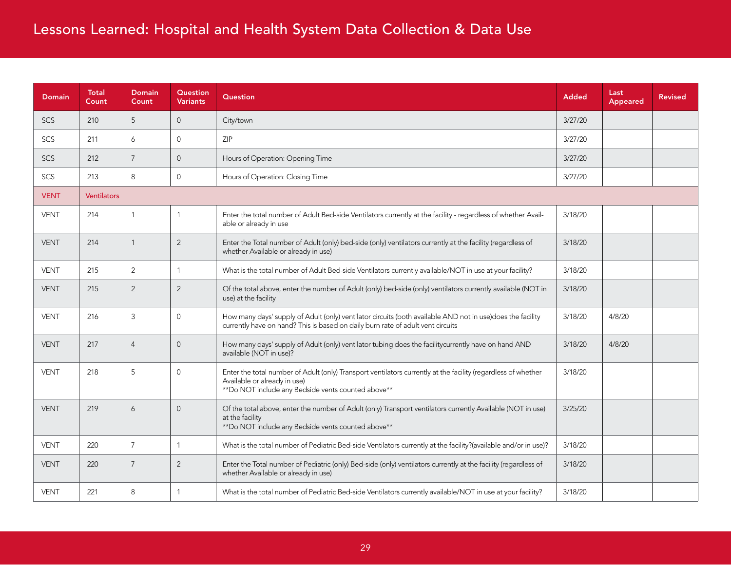| Domain | Total Count | Domain Count | Question Variants | Question | Added | Last Appeared | Revised |
|---|---|---|---|---|---|---|---|
| SCS | 210 | 5 | 0 | City/town | 3/27/20 | | |
| SCS | 211 | 6 | 0 | ZIP | 3/27/20 | | |
| SCS | 212 | 7 | 0 | Hours of Operation: Opening Time | 3/27/20 | | |
| SCS | 213 | 8 | 0 | Hours of Operation: Closing Time | 3/27/20 | | |
| VENT | Ventilators | | | | | | |
| VENT | 214 | 1 | 1 | Enter the total number of Adult Bed-side Ventilators currently at the facility - regardless of whether Available or already in use | 3/18/20 | | |
| VENT | 214 | 1 | 2 | Enter the Total number of Adult (only) bed-side (only) ventilators currently at the facility (regardless of whether Available or already in use) | 3/18/20 | | |
| VENT | 215 | 2 | 1 | What is the total number of Adult Bed-side Ventilators currently available/NOT in use at your facility? | 3/18/20 | | |
| VENT | 215 | 2 | 2 | Of the total above, enter the number of Adult (only) bed-side (only) ventilators currently available (NOT in use) at the facility | 3/18/20 | | |
| VENT | 216 | 3 | 0 | How many days' supply of Adult (only) ventilator circuits (both available AND not in use)does the facility currently have on hand? This is based on daily burn rate of adult vent circuits | 3/18/20 | 4/8/20 | |
| VENT | 217 | 4 | 0 | How many days' supply of Adult (only) ventilator tubing does the facilitycurrently have on hand AND available (NOT in use)? | 3/18/20 | 4/8/20 | |
| VENT | 218 | 5 | 0 | Enter the total number of Adult (only) Transport ventilators currently at the facility (regardless of whether Available or already in use) **Do NOT include any Bedside vents counted above** | 3/18/20 | | |
| VENT | 219 | 6 | 0 | Of the total above, enter the number of Adult (only) Transport ventilators currently Available (NOT in use) at the facility **Do NOT include any Bedside vents counted above** | 3/25/20 | | |
| VENT | 220 | 7 | 1 | What is the total number of Pediatric Bed-side Ventilators currently at the facility?(available and/or in use)? | 3/18/20 | | |
| VENT | 220 | 7 | 2 | Enter the Total number of Pediatric (only) Bed-side (only) ventilators currently at the facility (regardless of whether Available or already in use) | 3/18/20 | | |
| VENT | 221 | 8 | 1 | What is the total number of Pediatric Bed-side Ventilators currently available/NOT in use at your facility? | 3/18/20 | | |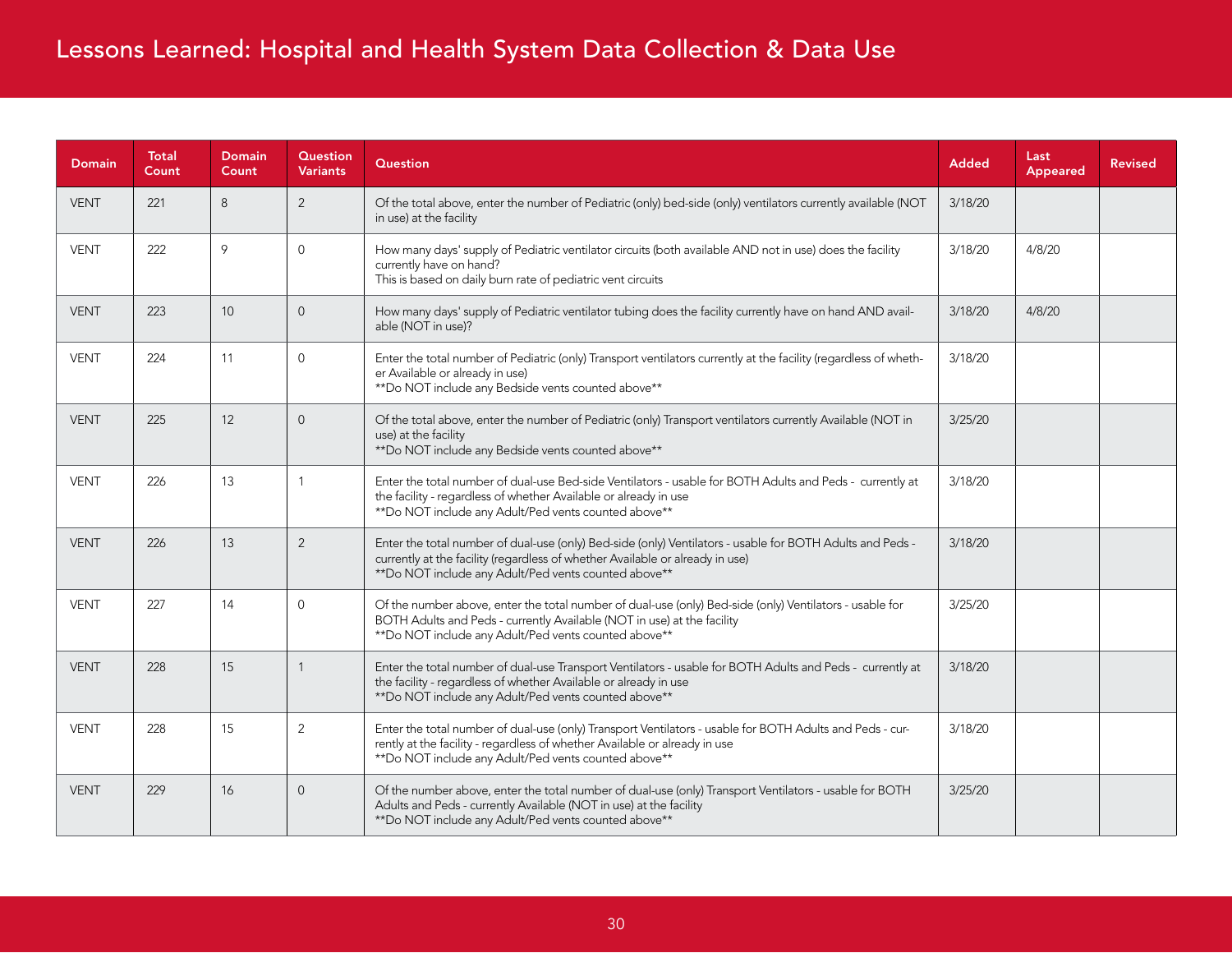| Domain | Total Count | Domain Count | Question Variants | Question | Added | Last Appeared | Revised |
|---|---|---|---|---|---|---|---|
| VENT | 221 | 8 | 2 | Of the total above, enter the number of Pediatric (only) bed-side (only) ventilators currently available (NOT in use) at the facility | 3/18/20 | | |
| VENT | 222 | 9 | 0 | How many days' supply of Pediatric ventilator circuits (both available AND not in use) does the facility currently have on hand?<br>This is based on daily burn rate of pediatric vent circuits | 3/18/20 | 4/8/20 | |
| VENT | 223 | 10 | 0 | How many days' supply of Pediatric ventilator tubing does the facility currently have on hand AND available (NOT in use)? | 3/18/20 | 4/8/20 | |
| VENT | 224 | 11 | 0 | Enter the total number of Pediatric (only) Transport ventilators currently at the facility (regardless of whether Available or already in use)<br>**Do NOT include any Bedside vents counted above** | 3/18/20 | | |
| VENT | 225 | 12 | 0 | Of the total above, enter the number of Pediatric (only) Transport ventilators currently Available (NOT in use) at the facility<br>**Do NOT include any Bedside vents counted above** | 3/25/20 | | |
| VENT | 226 | 13 | 1 | Enter the total number of dual-use Bed-side Ventilators - usable for BOTH Adults and Peds - currently at the facility - regardless of whether Available or already in use<br>**Do NOT include any Adult/Ped vents counted above** | 3/18/20 | | |
| VENT | 226 | 13 | 2 | Enter the total number of dual-use (only) Bed-side (only) Ventilators - usable for BOTH Adults and Peds - currently at the facility (regardless of whether Available or already in use)<br>**Do NOT include any Adult/Ped vents counted above** | 3/18/20 | | |
| VENT | 227 | 14 | 0 | Of the number above, enter the total number of dual-use (only) Bed-side (only) Ventilators - usable for BOTH Adults and Peds - currently Available (NOT in use) at the facility<br>**Do NOT include any Adult/Ped vents counted above** | 3/25/20 | | |
| VENT | 228 | 15 | 1 | Enter the total number of dual-use Transport Ventilators - usable for BOTH Adults and Peds - currently at the facility - regardless of whether Available or already in use<br>**Do NOT include any Adult/Ped vents counted above** | 3/18/20 | | |
| VENT | 228 | 15 | 2 | Enter the total number of dual-use (only) Transport Ventilators - usable for BOTH Adults and Peds - currently at the facility - regardless of whether Available or already in use<br>**Do NOT include any Adult/Ped vents counted above** | 3/18/20 | | |
| VENT | 229 | 16 | 0 | Of the number above, enter the total number of dual-use (only) Transport Ventilators - usable for BOTH Adults and Peds - currently Available (NOT in use) at the facility<br>**Do NOT include any Adult/Ped vents counted above** | 3/25/20 | | |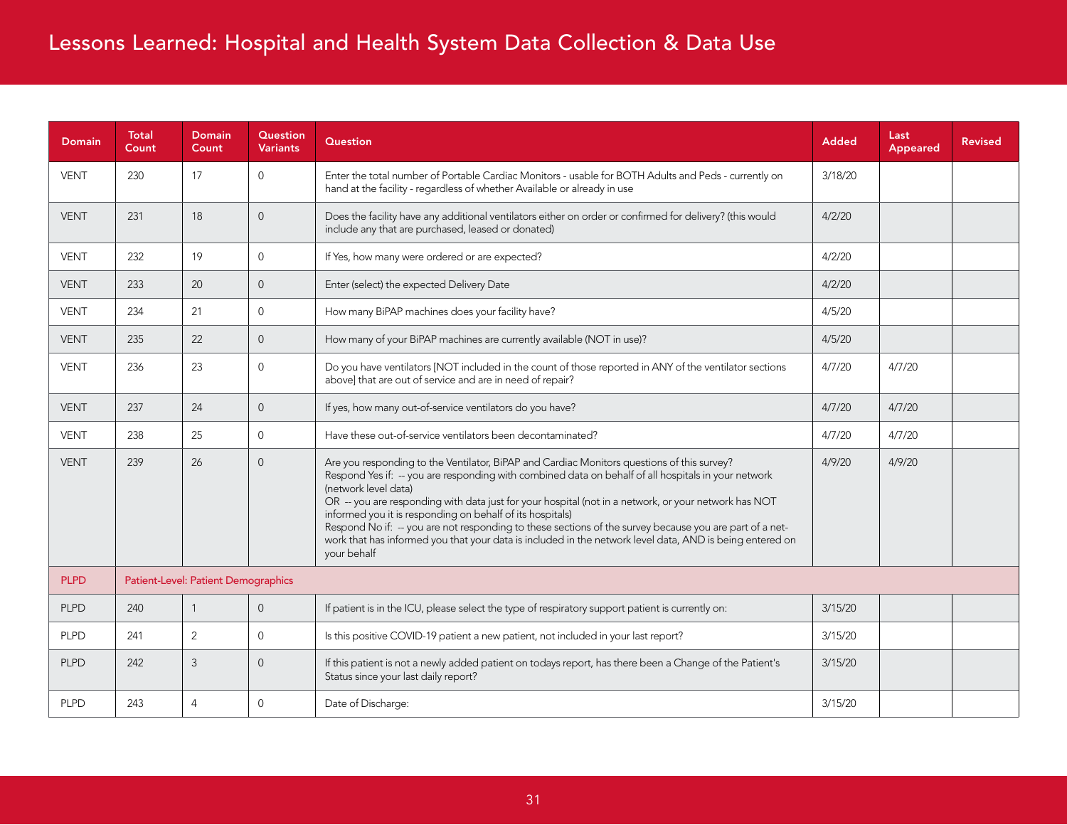| Domain | Total Count | Domain Count | Question Variants | Question | Added | Last Appeared | Revised |
|---|---|---|---|---|---|---|---|
| VENT | 230 | 17 | 0 | Enter the total number of Portable Cardiac Monitors - usable for BOTH Adults and Peds - currently on hand at the facility - regardless of whether Available or already in use | 3/18/20 | | |
| VENT | 231 | 18 | 0 | Does the facility have any additional ventilators either on order or confirmed for delivery? (this would include any that are purchased, leased or donated) | 4/2/20 | | |
| VENT | 232 | 19 | 0 | If Yes, how many were ordered or are expected? | 4/2/20 | | |
| VENT | 233 | 20 | 0 | Enter (select) the expected Delivery Date | 4/2/20 | | |
| VENT | 234 | 21 | 0 | How many BiPAP machines does your facility have? | 4/5/20 | | |
| VENT | 235 | 22 | 0 | How many of your BiPAP machines are currently available (NOT in use)? | 4/5/20 | | |
| VENT | 236 | 23 | 0 | Do you have ventilators [NOT included in the count of those reported in ANY of the ventilator sections above] that are out of service and are in need of repair? | 4/7/20 | 4/7/20 | |
| VENT | 237 | 24 | 0 | If yes, how many out-of-service ventilators do you have? | 4/7/20 | 4/7/20 | |
| VENT | 238 | 25 | 0 | Have these out-of-service ventilators been decontaminated? | 4/7/20 | 4/7/20 | |
| VENT | 239 | 26 | 0 | Are you responding to the Ventilator, BiPAP and Cardiac Monitors questions of this survey?<br>Respond Yes if: -- you are responding with combined data on behalf of all hospitals in your network (network level data)<br>OR -- you are responding with data just for your hospital (not in a network, or your network has NOT informed you it is responding on behalf of its hospitals)<br>Respond No if: -- you are not responding to these sections of the survey because you are part of a network that has informed you that your data is included in the network level data, AND is being entered on your behalf | 4/9/20 | 4/9/20 | |
| PLPD | Patient-Level: Patient Demographics | | | | | | |
| PLPD | 240 | 1 | 0 | If patient is in the ICU, please select the type of respiratory support patient is currently on: | 3/15/20 | | |
| PLPD | 241 | 2 | 0 | Is this positive COVID-19 patient a new patient, not included in your last report? | 3/15/20 | | |
| PLPD | 242 | 3 | 0 | If this patient is not a newly added patient on todays report, has there been a Change of the Patient's Status since your last daily report? | 3/15/20 | | |
| PLPD | 243 | 4 | 0 | Date of Discharge: | 3/15/20 | | |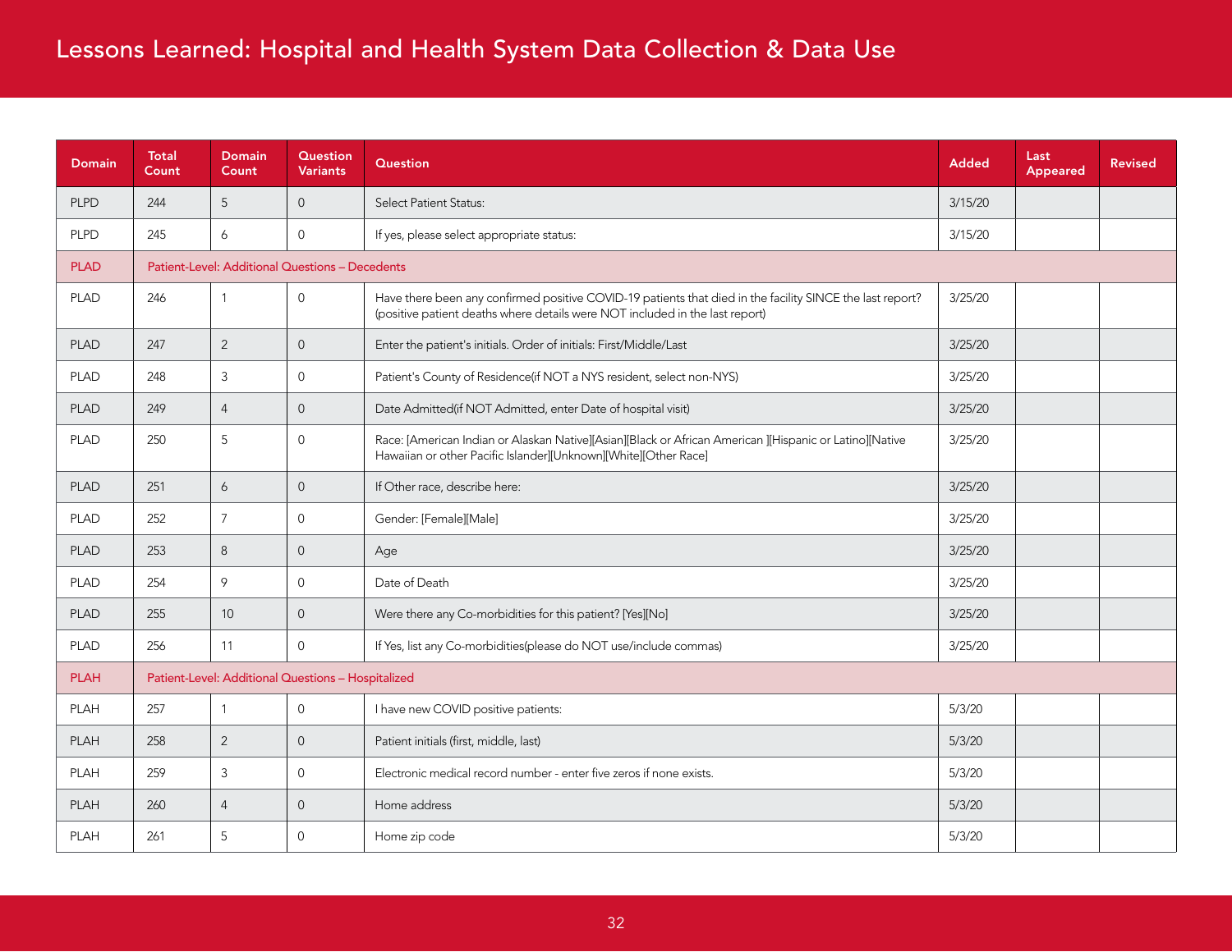| Domain | Total Count | Domain Count | Question Variants | Question | Added | Last Appeared | Revised |
|---|---|---|---|---|---|---|---|
| PLPD | 244 | 5 | 0 | Select Patient Status: | 3/15/20 | | |
| PLPD | 245 | 6 | 0 | If yes, please select appropriate status: | 3/15/20 | | |
| PLAD | Patient-Level: Additional Questions – Decedents | | | | | | |
| PLAD | 246 | 1 | 0 | Have there been any confirmed positive COVID-19 patients that died in the facility SINCE the last report? (positive patient deaths where details were NOT included in the last report) | 3/25/20 | | |
| PLAD | 247 | 2 | 0 | Enter the patient's initials. Order of initials: First/Middle/Last | 3/25/20 | | |
| PLAD | 248 | 3 | 0 | Patient's County of Residence(if NOT a NYS resident, select non-NYS) | 3/25/20 | | |
| PLAD | 249 | 4 | 0 | Date Admitted(if NOT Admitted, enter Date of hospital visit) | 3/25/20 | | |
| PLAD | 250 | 5 | 0 | Race: [American Indian or Alaskan Native][Asian][Black or African American ][Hispanic or Latino][Native Hawaiian or other Pacific Islander][Unknown][White][Other Race] | 3/25/20 | | |
| PLAD | 251 | 6 | 0 | If Other race, describe here: | 3/25/20 | | |
| PLAD | 252 | 7 | 0 | Gender: [Female][Male] | 3/25/20 | | |
| PLAD | 253 | 8 | 0 | Age | 3/25/20 | | |
| PLAD | 254 | 9 | 0 | Date of Death | 3/25/20 | | |
| PLAD | 255 | 10 | 0 | Were there any Co-morbidities for this patient? [Yes][No] | 3/25/20 | | |
| PLAD | 256 | 11 | 0 | If Yes, list any Co-morbidities(please do NOT use/include commas) | 3/25/20 | | |
| PLAH | Patient-Level: Additional Questions – Hospitalized | | | | | | |
| PLAH | 257 | 1 | 0 | I have new COVID positive patients: | 5/3/20 | | |
| PLAH | 258 | 2 | 0 | Patient initials (first, middle, last) | 5/3/20 | | |
| PLAH | 259 | 3 | 0 | Electronic medical record number - enter five zeros if none exists. | 5/3/20 | | |
| PLAH | 260 | 4 | 0 | Home address | 5/3/20 | | |
| PLAH | 261 | 5 | 0 | Home zip code | 5/3/20 | | |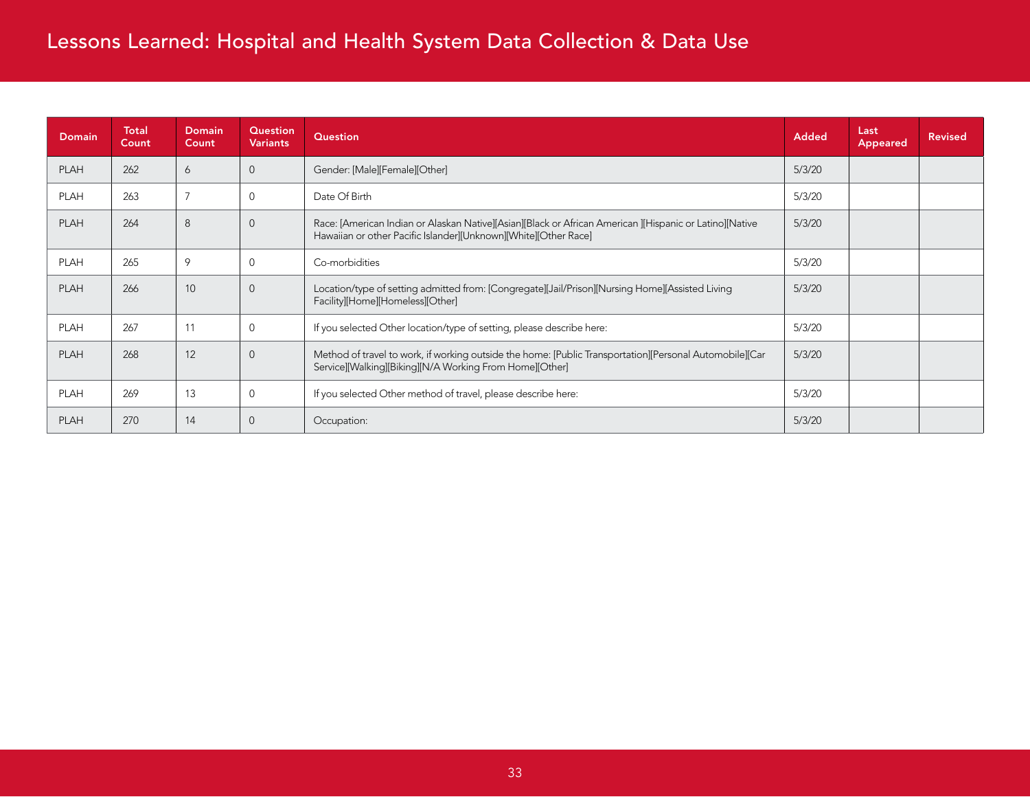# Lessons Learned: Hospital and Health System Data Collection & Data Use

| Domain | Total Count | Domain Count | Question Variants | Question | Added | Last Appeared | Revised |
|---|---|---|---|---|---|---|---|
| PLAH | 262 | 6 | 0 | Gender: [Male][Female][Other] | 5/3/20 | | |
| PLAH | 263 | 7 | 0 | Date Of Birth | 5/3/20 | | |
| PLAH | 264 | 8 | 0 | Race: [American Indian or Alaskan Native][Asian][Black or African American ][Hispanic or Latino][Native Hawaiian or other Pacific Islander][Unknown][White][Other Race] | 5/3/20 | | |
| PLAH | 265 | 9 | 0 | Co-morbidities | 5/3/20 | | |
| PLAH | 266 | 10 | 0 | Location/type of setting admitted from: [Congregate][Jail/Prison][Nursing Home][Assisted Living Facility][Home][Homeless][Other] | 5/3/20 | | |
| PLAH | 267 | 11 | 0 | If you selected Other location/type of setting, please describe here: | 5/3/20 | | |
| PLAH | 268 | 12 | 0 | Method of travel to work, if working outside the home: [Public Transportation][Personal Automobile][Car Service][Walking][Biking][N/A Working From Home][Other] | 5/3/20 | | |
| PLAH | 269 | 13 | 0 | If you selected Other method of travel, please describe here: | 5/3/20 | | |
| PLAH | 270 | 14 | 0 | Occupation: | 5/3/20 | | |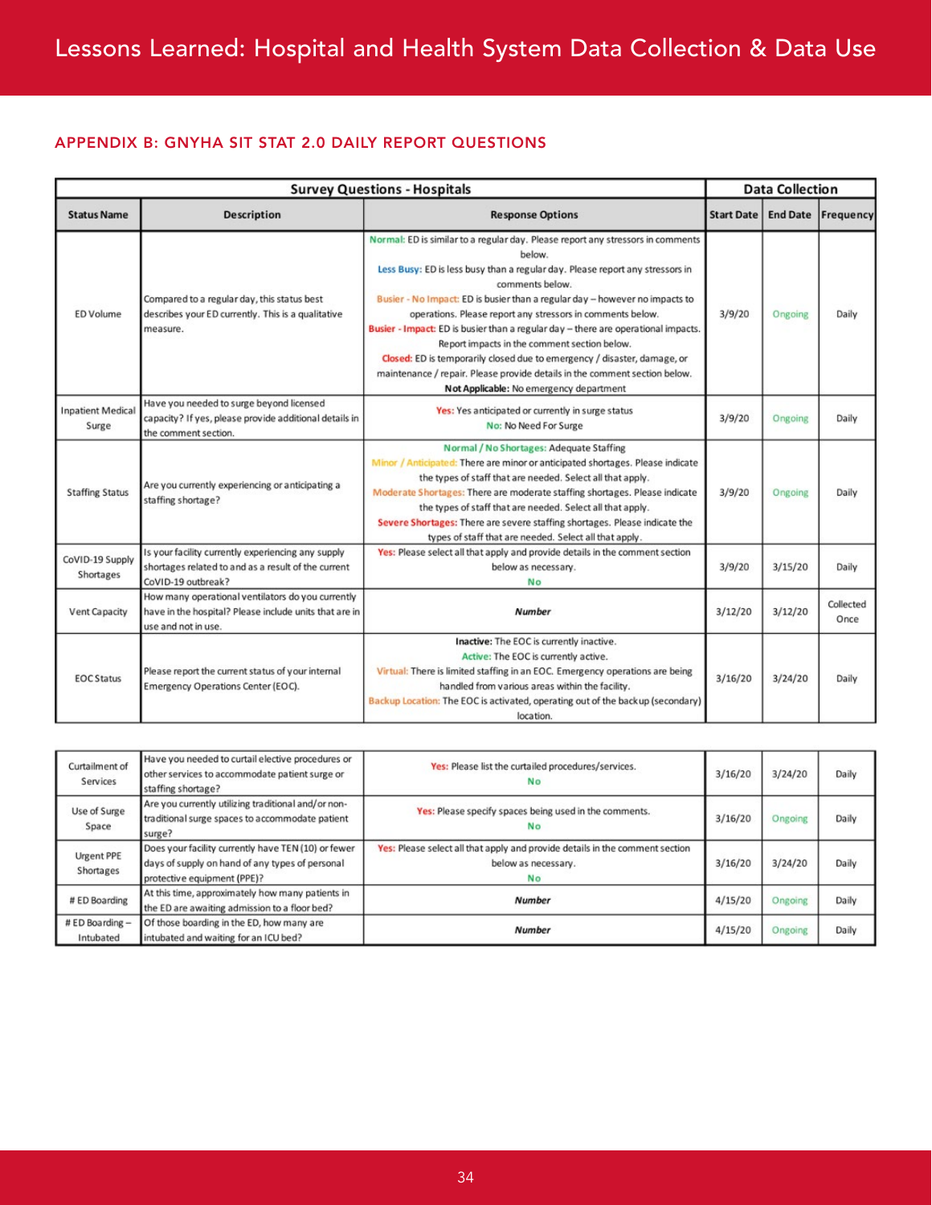## APPENDIX B: GNYHA SIT STAT 2.0 DAILY REPORT QUESTIONS

| Survey Questions - Hospitals | | | Data Collection | | |
|---|---|---|---|---|---|
| **Status Name** | **Description** | **Response Options** | **Start Date** | **End Date** | **Frequency** |
| ED Volume | Compared to a regular day, this status best describes your ED currently. This is a qualitative measure. | Normal: ED is similar to a regular day. Please report any stressors in comments below. Less Busy: ED is less busy than a regular day. Please report any stressors in comments below. Busier - No Impact: ED is busier than a regular day – however no impacts to operations. Please report any stressors in comments below. Busier - Impact: ED is busier than a regular day – there are operational impacts. Report impacts in the comment section below. Closed: ED is temporarily closed due to emergency / disaster, damage, or maintenance / repair. Please provide details in the comment section below. **Not Applicable:** No emergency department | 3/9/20 | Ongoing | Daily |
| Inpatient Medical Surge | Have you needed to surge beyond licensed capacity? If yes, please provide additional details in the comment section. | Yes: Yes anticipated or currently in surge status No: No Need For Surge | 3/9/20 | Ongoing | Daily |
| Staffing Status | Are you currently experiencing or anticipating a staffing shortage? | Normal / No Shortages: Adequate Staffing Minor / Anticipated: There are minor or anticipated shortages. Please indicate the types of staff that are needed. Select all that apply. Moderate Shortages: There are moderate staffing shortages. Please indicate the types of staff that are needed. Select all that apply. Severe Shortages: There are severe staffing shortages. Please indicate the types of staff that are needed. Select all that apply. | 3/9/20 | Ongoing | Daily |
| CoVID-19 Supply Shortages | Is your facility currently experiencing any supply shortages related to and as a result of the current CoVID-19 outbreak? | Yes: Please select all that apply and provide details in the comment section below as necessary. No | 3/9/20 | 3/15/20 | Daily |
| Vent Capacity | How many operational ventilators do you currently have in the hospital? Please include units that are in use and not in use. | ***Number*** | 3/12/20 | 3/12/20 | Collected Once |
| EOC Status | Please report the current status of your internal Emergency Operations Center (EOC). | Inactive: The EOC is currently inactive. Active: The EOC is currently active. Virtual: There is limited staffing in an EOC. Emergency operations are being handled from various areas within the facility. Backup Location: The EOC is activated, operating out of the backup (secondary) location. | 3/16/20 | 3/24/20 | Daily |
| Curtailment of Services | Have you needed to curtail elective procedures or other services to accommodate patient surge or staffing shortage? | Yes: Please list the curtailed procedures/services. No | 3/16/20 | 3/24/20 | Daily |
| Use of Surge Space | Are you currently utilizing traditional and/or non-traditional surge spaces to accommodate patient surge? | Yes: Please specify spaces being used in the comments. No | 3/16/20 | Ongoing | Daily |
| Urgent PPE Shortages | Does your facility currently have TEN (10) or fewer days of supply on hand of any types of personal protective equipment (PPE)? | Yes: Please select all that apply and provide details in the comment section below as necessary. No | 3/16/20 | 3/24/20 | Daily |
| # ED Boarding | At this time, approximately how many patients in the ED are awaiting admission to a floor bed? | ***Number*** | 4/15/20 | Ongoing | Daily |
| # ED Boarding – Intubated | Of those boarding in the ED, how many are intubated and waiting for an ICU bed? | ***Number*** | 4/15/20 | Ongoing | Daily |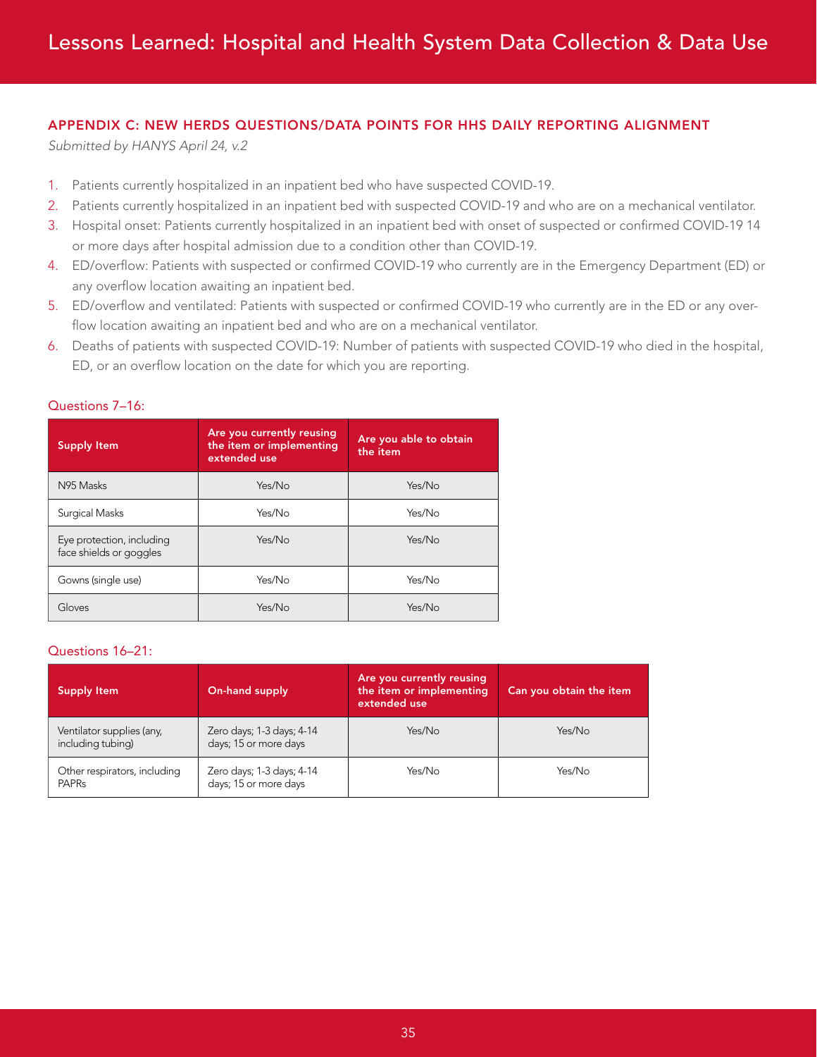## APPENDIX C: NEW HERDS QUESTIONS/DATA POINTS FOR HHS DAILY REPORTING ALIGNMENT

*Submitted by HANYS April 24, v.2*

1. Patients currently hospitalized in an inpatient bed who have suspected COVID-19.
2. Patients currently hospitalized in an inpatient bed with suspected COVID-19 and who are on a mechanical ventilator.
3. Hospital onset: Patients currently hospitalized in an inpatient bed with onset of suspected or confirmed COVID-19 14 or more days after hospital admission due to a condition other than COVID-19.
4. ED/overflow: Patients with suspected or confirmed COVID-19 who currently are in the Emergency Department (ED) or any overflow location awaiting an inpatient bed.
5. ED/overflow and ventilated: Patients with suspected or confirmed COVID-19 who currently are in the ED or any overflow location awaiting an inpatient bed and who are on a mechanical ventilator.
6. Deaths of patients with suspected COVID-19: Number of patients with suspected COVID-19 who died in the hospital, ED, or an overflow location on the date for which you are reporting.

### Questions 7–16:

| Supply Item | Are you currently reusing the item or implementing extended use | Are you able to obtain the item |
|---|---|---|
| N95 Masks | Yes/No | Yes/No |
| Surgical Masks | Yes/No | Yes/No |
| Eye protection, including face shields or goggles | Yes/No | Yes/No |
| Gowns (single use) | Yes/No | Yes/No |
| Gloves | Yes/No | Yes/No |

### Questions 16–21:

| Supply Item | On-hand supply | Are you currently reusing the item or implementing extended use | Can you obtain the item |
|---|---|---|---|
| Ventilator supplies (any, including tubing) | Zero days; 1-3 days; 4-14 days; 15 or more days | Yes/No | Yes/No |
| Other respirators, including PAPRs | Zero days; 1-3 days; 4-14 days; 15 or more days | Yes/No | Yes/No |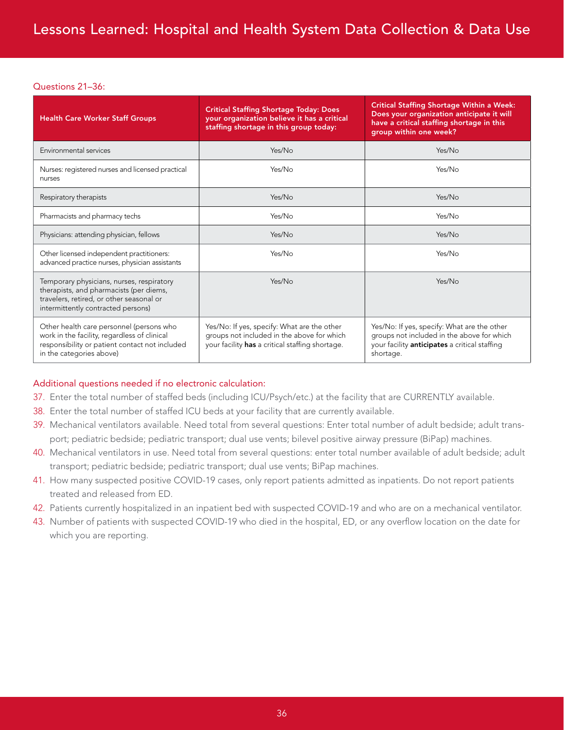### Questions 21–36:

| Health Care Worker Staff Groups | Critical Staffing Shortage Today: Does your organization believe it has a critical staffing shortage in this group today: | Critical Staffing Shortage Within a Week: Does your organization anticipate it will have a critical staffing shortage in this group within one week? |
|---|---|---|
| Environmental services | Yes/No | Yes/No |
| Nurses: registered nurses and licensed practical nurses | Yes/No | Yes/No |
| Respiratory therapists | Yes/No | Yes/No |
| Pharmacists and pharmacy techs | Yes/No | Yes/No |
| Physicians: attending physician, fellows | Yes/No | Yes/No |
| Other licensed independent practitioners: advanced practice nurses, physician assistants | Yes/No | Yes/No |
| Temporary physicians, nurses, respiratory therapists, and pharmacists (per diems, travelers, retired, or other seasonal or intermittently contracted persons) | Yes/No | Yes/No |
| Other health care personnel (persons who work in the facility, regardless of clinical responsibility or patient contact not included in the categories above) | Yes/No: If yes, specify: What are the other groups not included in the above for which your facility **has** a critical staffing shortage. | Yes/No: If yes, specify: What are the other groups not included in the above for which your facility **anticipates** a critical staffing shortage. |

### Additional questions needed if no electronic calculation:

37. Enter the total number of staffed beds (including ICU/Psych/etc.) at the facility that are CURRENTLY available.
38. Enter the total number of staffed ICU beds at your facility that are currently available.
39. Mechanical ventilators available. Need total from several questions: Enter total number of adult bedside; adult transport; pediatric bedside; pediatric transport; dual use vents; bilevel positive airway pressure (BiPap) machines.
40. Mechanical ventilators in use. Need total from several questions: enter total number available of adult bedside; adult transport; pediatric bedside; pediatric transport; dual use vents; BiPap machines.
41. How many suspected positive COVID-19 cases, only report patients admitted as inpatients. Do not report patients treated and released from ED.
42. Patients currently hospitalized in an inpatient bed with suspected COVID-19 and who are on a mechanical ventilator.
43. Number of patients with suspected COVID-19 who died in the hospital, ED, or any overflow location on the date for which you are reporting.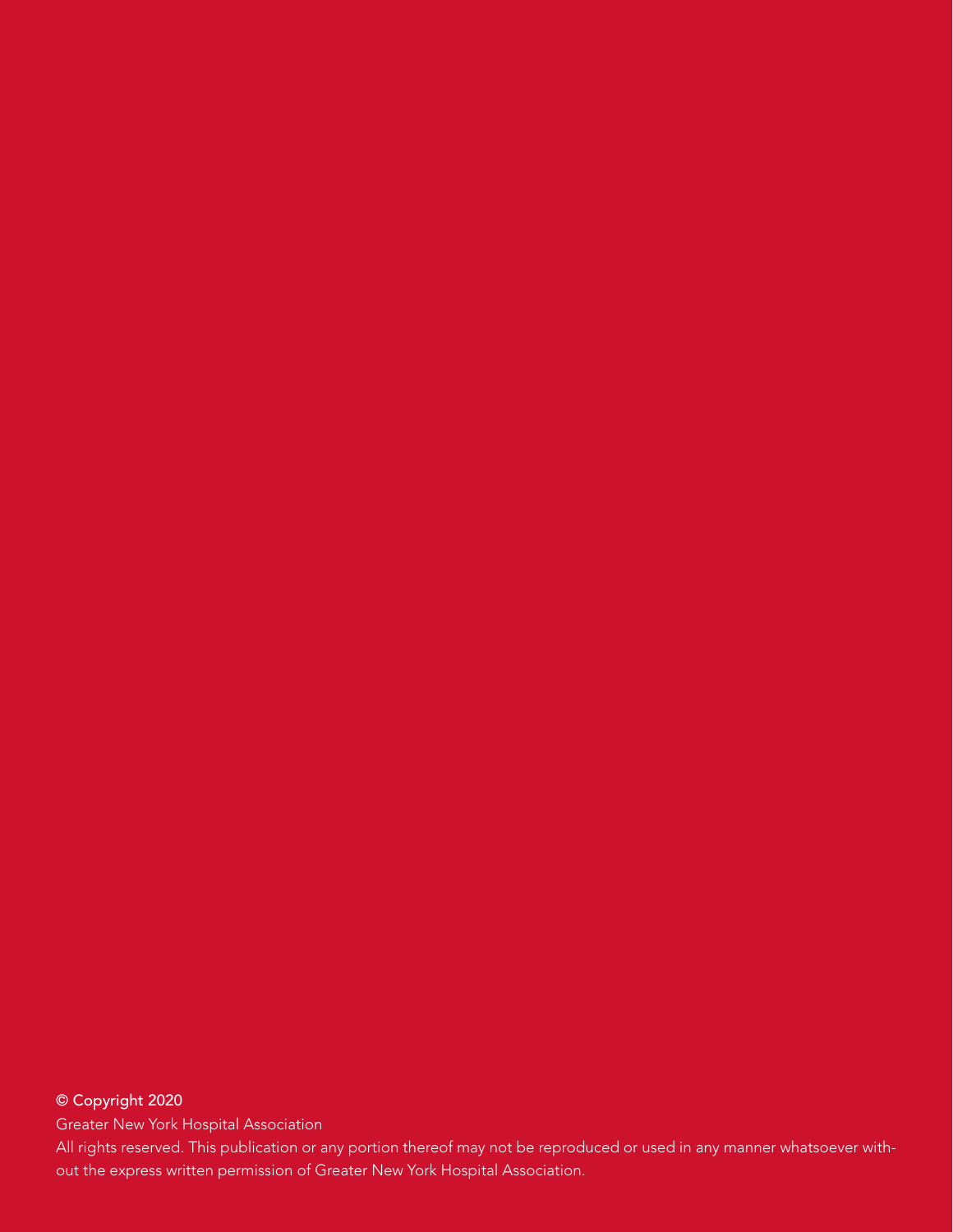© Copyright 2020

Greater New York Hospital Association

All rights reserved. This publication or any portion thereof may not be reproduced or used in any manner whatsoever without the express written permission of Greater New York Hospital Association.